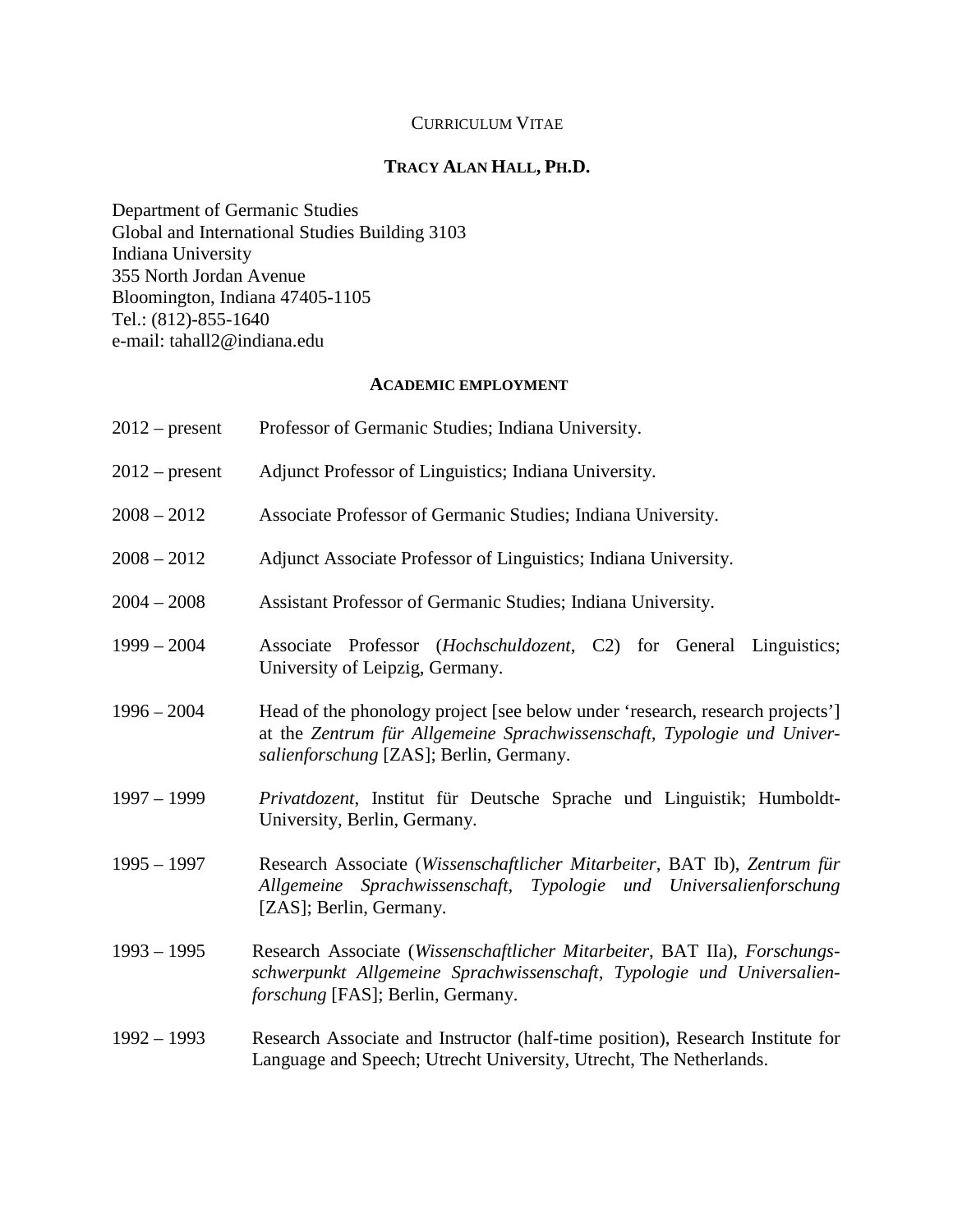CURRICULUM VITAE

# TRACY ALAN HALL, PH.D.

Department of Germanic Studies
Global and International Studies Building 3103
Indiana University
355 North Jordan Avenue
Bloomington, Indiana 47405-1105
Tel.: (812)-855-1640
e-mail: tahall2@indiana.edu

## ACADEMIC EMPLOYMENT

2012 – present Professor of Germanic Studies; Indiana University.

2012 – present Adjunct Professor of Linguistics; Indiana University.

2008 – 2012 Associate Professor of Germanic Studies; Indiana University.

2008 – 2012 Adjunct Associate Professor of Linguistics; Indiana University.

2004 – 2008 Assistant Professor of Germanic Studies; Indiana University.

1999 – 2004 Associate Professor (*Hochschuldozent*, C2) for General Linguistics; University of Leipzig, Germany.

1996 – 2004 Head of the phonology project [see below under 'research, research projects'] at the *Zentrum für Allgemeine Sprachwissenschaft, Typologie und Universalienforschung* [ZAS]; Berlin, Germany.

1997 – 1999 *Privatdozent*, Institut für Deutsche Sprache und Linguistik; Humboldt-University, Berlin, Germany.

1995 – 1997 Research Associate (*Wissenschaftlicher Mitarbeiter*, BAT Ib), *Zentrum für Allgemeine Sprachwissenschaft, Typologie und Universalienforschung* [ZAS]; Berlin, Germany.

1993 – 1995 Research Associate (*Wissenschaftlicher Mitarbeiter*, BAT IIa), *Forschungsschwerpunkt Allgemeine Sprachwissenschaft, Typologie und Universalienforschung* [FAS]; Berlin, Germany.

1992 – 1993 Research Associate and Instructor (half-time position), Research Institute for Language and Speech; Utrecht University, Utrecht, The Netherlands.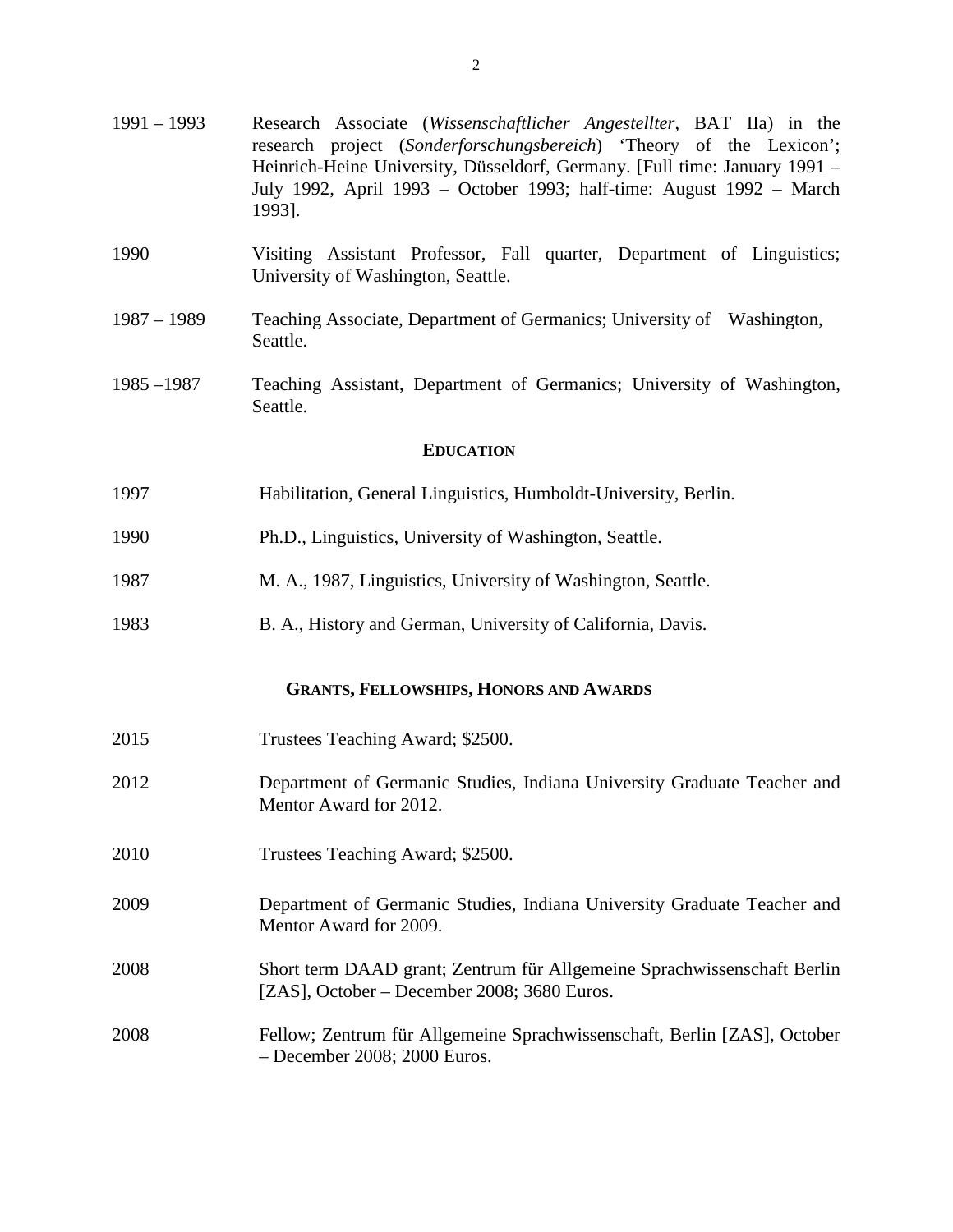1991 – 1993 Research Associate (*Wissenschaftlicher Angestellter*, BAT IIa) in the research project (*Sonderforschungsbereich*) 'Theory of the Lexicon'; Heinrich-Heine University, Düsseldorf, Germany. [Full time: January 1991 – July 1992, April 1993 – October 1993; half-time: August 1992 – March 1993].

1990 Visiting Assistant Professor, Fall quarter, Department of Linguistics; University of Washington, Seattle.

1987 – 1989 Teaching Associate, Department of Germanics; University of Washington, Seattle.

1985 –1987 Teaching Assistant, Department of Germanics; University of Washington, Seattle.

## EDUCATION

1997 Habilitation, General Linguistics, Humboldt-University, Berlin.

1990 Ph.D., Linguistics, University of Washington, Seattle.

1987 M. A., 1987, Linguistics, University of Washington, Seattle.

1983 B. A., History and German, University of California, Davis.

## GRANTS, FELLOWSHIPS, HONORS AND AWARDS

2015 Trustees Teaching Award; $2500.

2012 Department of Germanic Studies, Indiana University Graduate Teacher and Mentor Award for 2012.

2010 Trustees Teaching Award; $2500.

2009 Department of Germanic Studies, Indiana University Graduate Teacher and Mentor Award for 2009.

2008 Short term DAAD grant; Zentrum für Allgemeine Sprachwissenschaft Berlin [ZAS], October – December 2008; 3680 Euros.

2008 Fellow; Zentrum für Allgemeine Sprachwissenschaft, Berlin [ZAS], October – December 2008; 2000 Euros.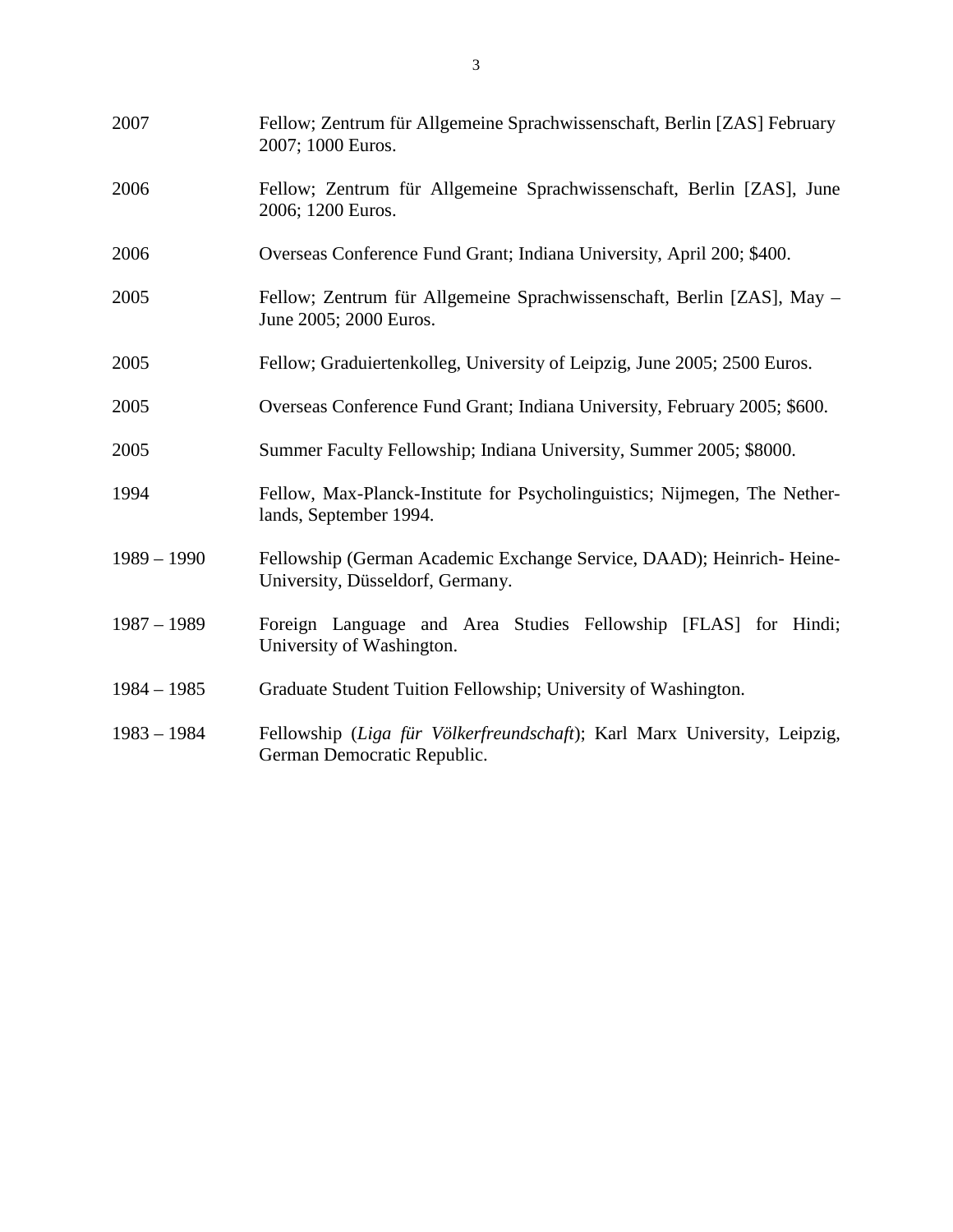| | |
|---|---|
| 2007 | Fellow; Zentrum für Allgemeine Sprachwissenschaft, Berlin [ZAS] February 2007; 1000 Euros. |
| 2006 | Fellow; Zentrum für Allgemeine Sprachwissenschaft, Berlin [ZAS], June 2006; 1200 Euros. |
| 2006 | Overseas Conference Fund Grant; Indiana University, April 200; $400. |
| 2005 | Fellow; Zentrum für Allgemeine Sprachwissenschaft, Berlin [ZAS], May – June 2005; 2000 Euros. |
| 2005 | Fellow; Graduiertenkolleg, University of Leipzig, June 2005; 2500 Euros. |
| 2005 | Overseas Conference Fund Grant; Indiana University, February 2005; $600. |
| 2005 | Summer Faculty Fellowship; Indiana University, Summer 2005; $8000. |
| 1994 | Fellow, Max-Planck-Institute for Psycholinguistics; Nijmegen, The Netherlands, September 1994. |
| 1989 – 1990 | Fellowship (German Academic Exchange Service, DAAD); Heinrich- Heine-University, Düsseldorf, Germany. |
| 1987 – 1989 | Foreign Language and Area Studies Fellowship [FLAS] for Hindi; University of Washington. |
| 1984 – 1985 | Graduate Student Tuition Fellowship; University of Washington. |
| 1983 – 1984 | Fellowship (*Liga für Völkerfreundschaft*); Karl Marx University, Leipzig, German Democratic Republic. |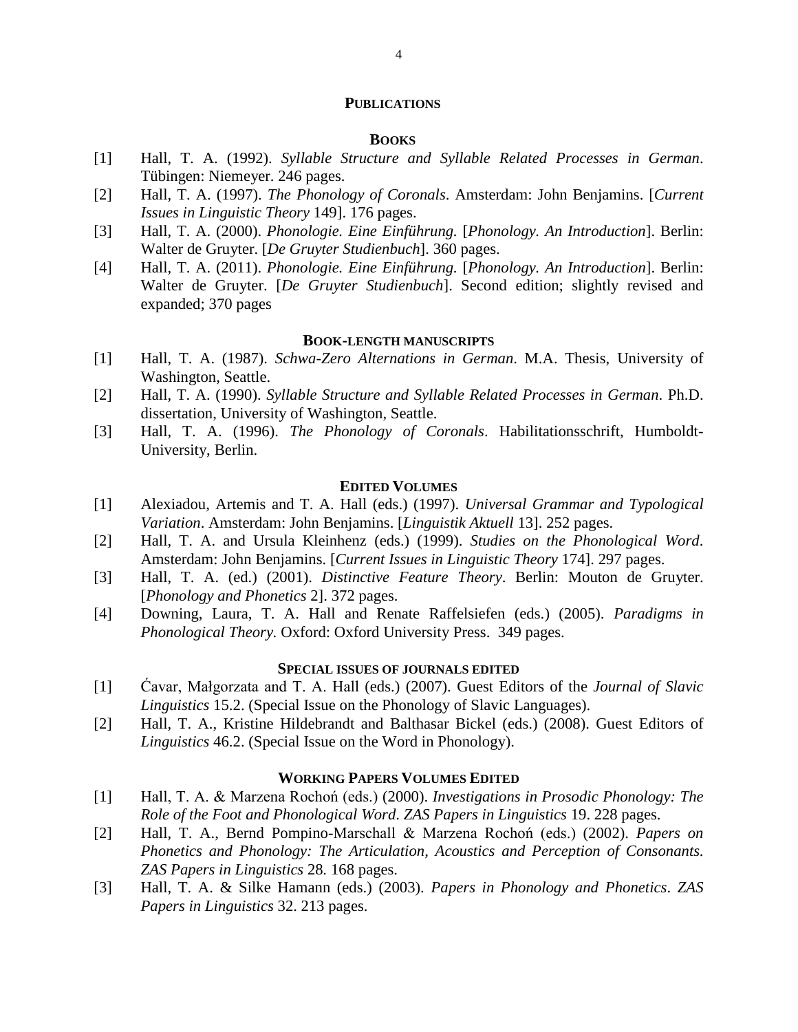# PUBLICATIONS

## BOOKS

[1] Hall, T. A. (1992). *Syllable Structure and Syllable Related Processes in German*. Tübingen: Niemeyer. 246 pages.

[2] Hall, T. A. (1997). *The Phonology of Coronals*. Amsterdam: John Benjamins. [*Current Issues in Linguistic Theory* 149]. 176 pages.

[3] Hall, T. A. (2000). *Phonologie. Eine Einführung.* [*Phonology. An Introduction*]. Berlin: Walter de Gruyter. [*De Gruyter Studienbuch*]. 360 pages.

[4] Hall, T. A. (2011). *Phonologie. Eine Einführung*. [*Phonology. An Introduction*]. Berlin: Walter de Gruyter. [*De Gruyter Studienbuch*]. Second edition; slightly revised and expanded; 370 pages

## BOOK-LENGTH MANUSCRIPTS

[1] Hall, T. A. (1987). *Schwa-Zero Alternations in German*. M.A. Thesis, University of Washington, Seattle.

[2] Hall, T. A. (1990). *Syllable Structure and Syllable Related Processes in German*. Ph.D. dissertation, University of Washington, Seattle.

[3] Hall, T. A. (1996). *The Phonology of Coronals*. Habilitationsschrift, Humboldt-University, Berlin.

## EDITED VOLUMES

[1] Alexiadou, Artemis and T. A. Hall (eds.) (1997). *Universal Grammar and Typological Variation*. Amsterdam: John Benjamins. [*Linguistik Aktuell* 13]. 252 pages.

[2] Hall, T. A. and Ursula Kleinhenz (eds.) (1999). *Studies on the Phonological Word*. Amsterdam: John Benjamins. [*Current Issues in Linguistic Theory* 174]. 297 pages.

[3] Hall, T. A. (ed.) (2001). *Distinctive Feature Theory*. Berlin: Mouton de Gruyter. [*Phonology and Phonetics* 2]. 372 pages.

[4] Downing, Laura, T. A. Hall and Renate Raffelsiefen (eds.) (2005). *Paradigms in Phonological Theory.* Oxford: Oxford University Press. 349 pages.

## SPECIAL ISSUES OF JOURNALS EDITED

[1] Ćavar, Małgorzata and T. A. Hall (eds.) (2007). Guest Editors of the *Journal of Slavic Linguistics* 15.2. (Special Issue on the Phonology of Slavic Languages).

[2] Hall, T. A., Kristine Hildebrandt and Balthasar Bickel (eds.) (2008). Guest Editors of *Linguistics* 46.2. (Special Issue on the Word in Phonology).

## WORKING PAPERS VOLUMES EDITED

[1] Hall, T. A. & Marzena Rochoń (eds.) (2000). *Investigations in Prosodic Phonology: The Role of the Foot and Phonological Word*. *ZAS Papers in Linguistics* 19. 228 pages.

[2] Hall, T. A., Bernd Pompino-Marschall & Marzena Rochoń (eds.) (2002). *Papers on Phonetics and Phonology: The Articulation, Acoustics and Perception of Consonants. ZAS Papers in Linguistics* 28. 168 pages.

[3] Hall, T. A. & Silke Hamann (eds.) (2003). *Papers in Phonology and Phonetics*. *ZAS Papers in Linguistics* 32. 213 pages.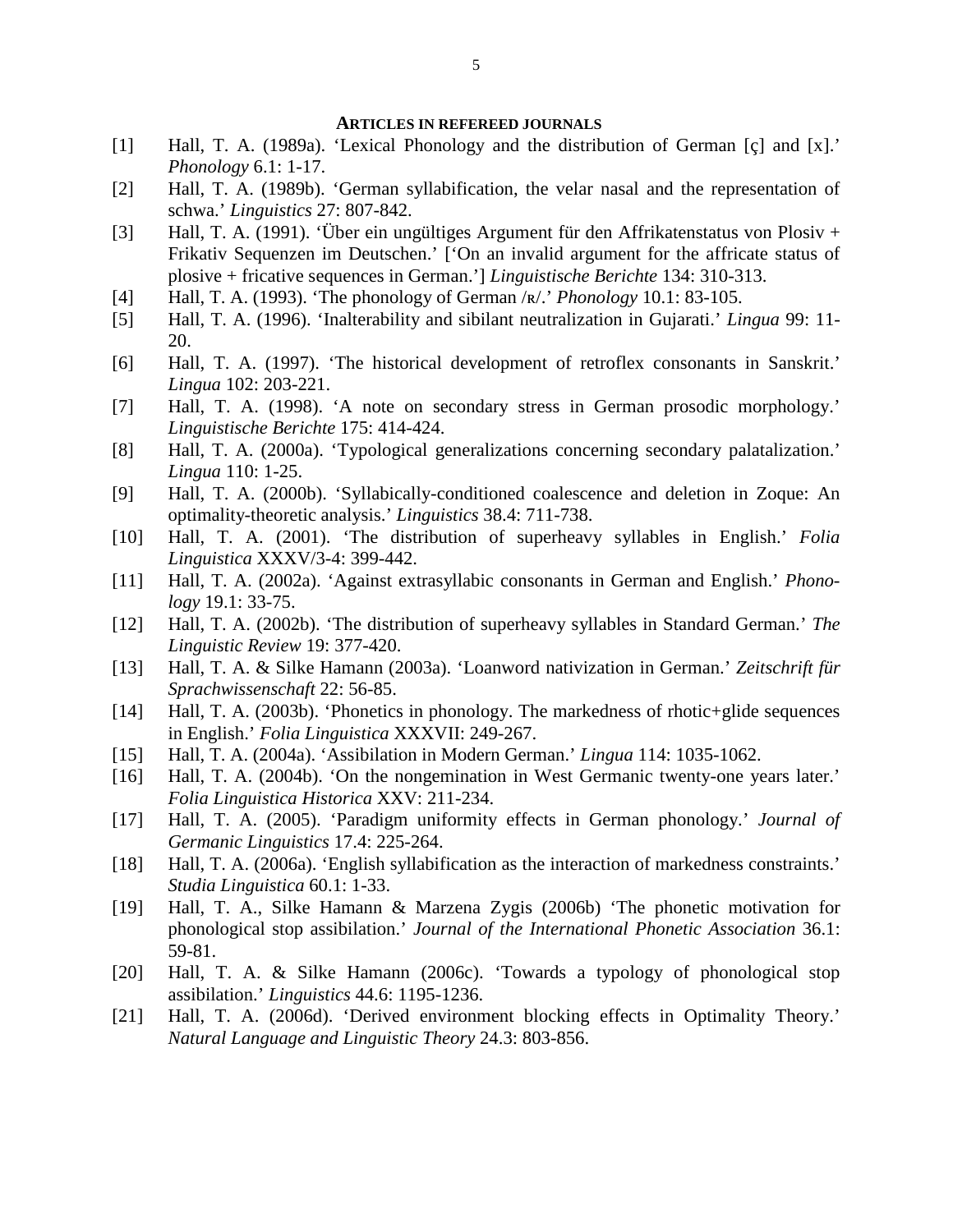**ARTICLES IN REFEREED JOURNALS**

[1] Hall, T. A. (1989a). 'Lexical Phonology and the distribution of German [ç] and [x].' *Phonology* 6.1: 1-17.

[2] Hall, T. A. (1989b). 'German syllabification, the velar nasal and the representation of schwa.' *Linguistics* 27: 807-842.

[3] Hall, T. A. (1991). 'Über ein ungültiges Argument für den Affrikatenstatus von Plosiv + Frikativ Sequenzen im Deutschen.' ['On an invalid argument for the affricate status of plosive + fricative sequences in German.'] *Linguistische Berichte* 134: 310-313.

[4] Hall, T. A. (1993). 'The phonology of German /ʀ/.' *Phonology* 10.1: 83-105.

[5] Hall, T. A. (1996). 'Inalterability and sibilant neutralization in Gujarati.' *Lingua* 99: 11-20.

[6] Hall, T. A. (1997). 'The historical development of retroflex consonants in Sanskrit.' *Lingua* 102: 203-221.

[7] Hall, T. A. (1998). 'A note on secondary stress in German prosodic morphology.' *Linguistische Berichte* 175: 414-424.

[8] Hall, T. A. (2000a). 'Typological generalizations concerning secondary palatalization.' *Lingua* 110: 1-25.

[9] Hall, T. A. (2000b). 'Syllabically-conditioned coalescence and deletion in Zoque: An optimality-theoretic analysis.' *Linguistics* 38.4: 711-738.

[10] Hall, T. A. (2001). 'The distribution of superheavy syllables in English.' *Folia Linguistica* XXXV/3-4: 399-442.

[11] Hall, T. A. (2002a). 'Against extrasyllabic consonants in German and English.' *Phonology* 19.1: 33-75.

[12] Hall, T. A. (2002b). 'The distribution of superheavy syllables in Standard German.' *The Linguistic Review* 19: 377-420.

[13] Hall, T. A. & Silke Hamann (2003a). 'Loanword nativization in German.' *Zeitschrift für Sprachwissenschaft* 22: 56-85.

[14] Hall, T. A. (2003b). 'Phonetics in phonology. The markedness of rhotic+glide sequences in English.' *Folia Linguistica* XXXVII: 249-267.

[15] Hall, T. A. (2004a). 'Assibilation in Modern German.' *Lingua* 114: 1035-1062.

[16] Hall, T. A. (2004b). 'On the nongemination in West Germanic twenty-one years later.' *Folia Linguistica Historica* XXV: 211-234.

[17] Hall, T. A. (2005). 'Paradigm uniformity effects in German phonology.' *Journal of Germanic Linguistics* 17.4: 225-264.

[18] Hall, T. A. (2006a). 'English syllabification as the interaction of markedness constraints.' *Studia Linguistica* 60.1: 1-33.

[19] Hall, T. A., Silke Hamann & Marzena Zygis (2006b) 'The phonetic motivation for phonological stop assibilation.' *Journal of the International Phonetic Association* 36.1: 59-81.

[20] Hall, T. A. & Silke Hamann (2006c). 'Towards a typology of phonological stop assibilation.' *Linguistics* 44.6: 1195-1236.

[21] Hall, T. A. (2006d). 'Derived environment blocking effects in Optimality Theory.' *Natural Language and Linguistic Theory* 24.3: 803-856.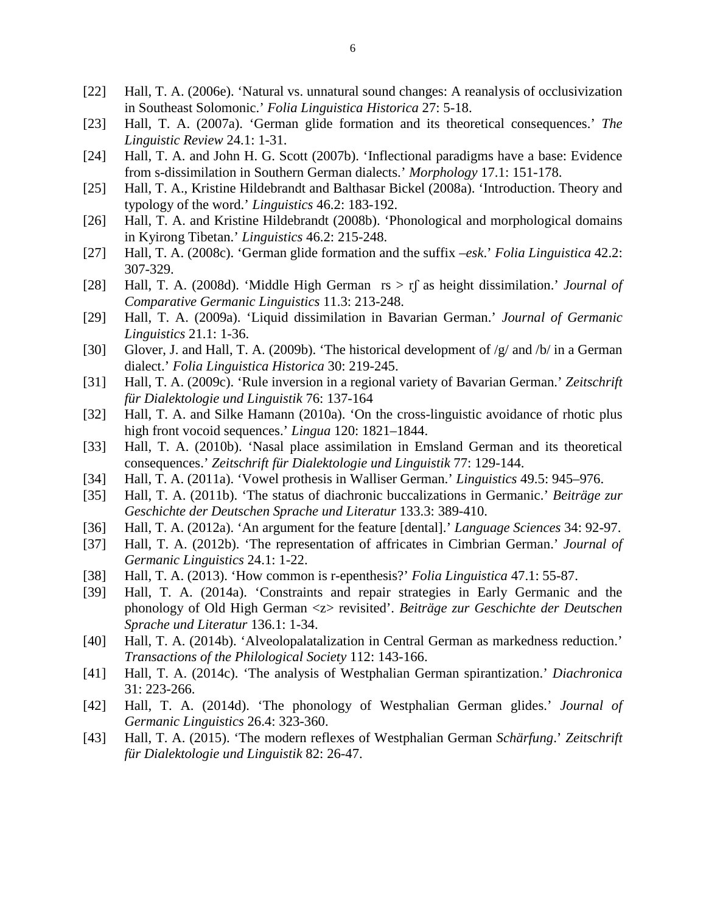[22] Hall, T. A. (2006e). 'Natural vs. unnatural sound changes: A reanalysis of occlusivization in Southeast Solomonic.' *Folia Linguistica Historica* 27: 5-18.

[23] Hall, T. A. (2007a). 'German glide formation and its theoretical consequences.' *The Linguistic Review* 24.1: 1-31.

[24] Hall, T. A. and John H. G. Scott (2007b). 'Inflectional paradigms have a base: Evidence from s-dissimilation in Southern German dialects.' *Morphology* 17.1: 151-178.

[25] Hall, T. A., Kristine Hildebrandt and Balthasar Bickel (2008a). 'Introduction. Theory and typology of the word.' *Linguistics* 46.2: 183-192.

[26] Hall, T. A. and Kristine Hildebrandt (2008b). 'Phonological and morphological domains in Kyirong Tibetan.' *Linguistics* 46.2: 215-248.

[27] Hall, T. A. (2008c). 'German glide formation and the suffix *–esk*.' *Folia Linguistica* 42.2: 307-329.

[28] Hall, T. A. (2008d). 'Middle High German rs > rʃ as height dissimilation.' *Journal of Comparative Germanic Linguistics* 11.3: 213-248.

[29] Hall, T. A. (2009a). 'Liquid dissimilation in Bavarian German.' *Journal of Germanic Linguistics* 21.1: 1-36.

[30] Glover, J. and Hall, T. A. (2009b). 'The historical development of /g/ and /b/ in a German dialect.' *Folia Linguistica Historica* 30: 219-245.

[31] Hall, T. A. (2009c). 'Rule inversion in a regional variety of Bavarian German.' *Zeitschrift für Dialektologie und Linguistik* 76: 137-164

[32] Hall, T. A. and Silke Hamann (2010a). 'On the cross-linguistic avoidance of rhotic plus high front vocoid sequences.' *Lingua* 120: 1821–1844.

[33] Hall, T. A. (2010b). 'Nasal place assimilation in Emsland German and its theoretical consequences.' *Zeitschrift für Dialektologie und Linguistik* 77: 129-144.

[34] Hall, T. A. (2011a). 'Vowel prothesis in Walliser German.' *Linguistics* 49.5: 945–976.

[35] Hall, T. A. (2011b). 'The status of diachronic buccalizations in Germanic.' *Beiträge zur Geschichte der Deutschen Sprache und Literatur* 133.3: 389-410.

[36] Hall, T. A. (2012a). 'An argument for the feature [dental].' *Language Sciences* 34: 92-97.

[37] Hall, T. A. (2012b). 'The representation of affricates in Cimbrian German.' *Journal of Germanic Linguistics* 24.1: 1-22.

[38] Hall, T. A. (2013). 'How common is r-epenthesis?' *Folia Linguistica* 47.1: 55-87.

[39] Hall, T. A. (2014a). 'Constraints and repair strategies in Early Germanic and the phonology of Old High German <z> revisited'. *Beiträge zur Geschichte der Deutschen Sprache und Literatur* 136.1: 1-34.

[40] Hall, T. A. (2014b). 'Alveolopalatalization in Central German as markedness reduction.' *Transactions of the Philological Society* 112: 143-166.

[41] Hall, T. A. (2014c). 'The analysis of Westphalian German spirantization.' *Diachronica* 31: 223-266.

[42] Hall, T. A. (2014d). 'The phonology of Westphalian German glides.' *Journal of Germanic Linguistics* 26.4: 323-360.

[43] Hall, T. A. (2015). 'The modern reflexes of Westphalian German *Schärfung*.' *Zeitschrift für Dialektologie und Linguistik* 82: 26-47.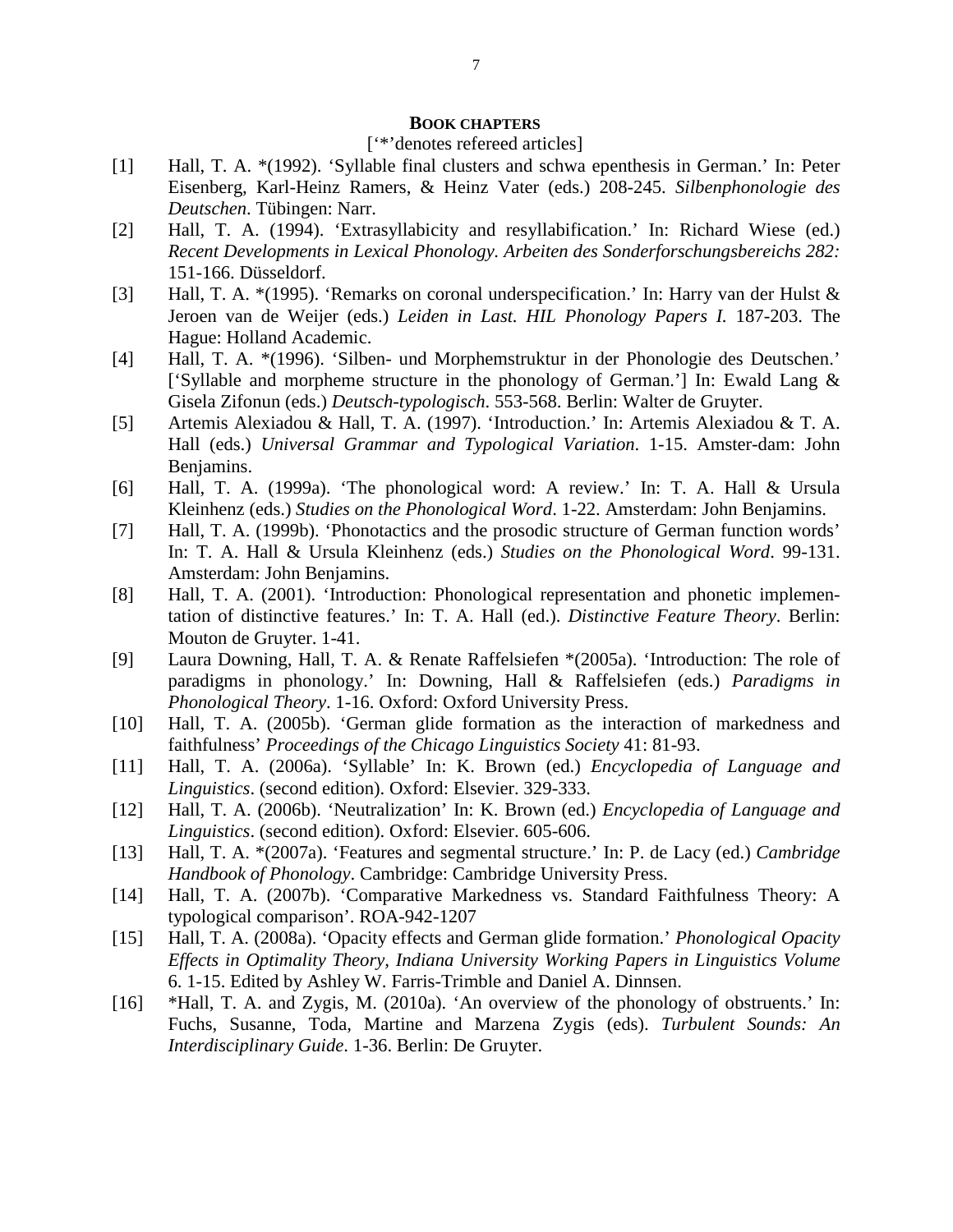## BOOK CHAPTERS

['*'denotes refereed articles]

[1] Hall, T. A. *(1992). 'Syllable final clusters and schwa epenthesis in German.' In: Peter Eisenberg, Karl-Heinz Ramers, & Heinz Vater (eds.) 208-245. *Silbenphonologie des Deutschen*. Tübingen: Narr.

[2] Hall, T. A. (1994). 'Extrasyllabicity and resyllabification.' In: Richard Wiese (ed.) *Recent Developments in Lexical Phonology. Arbeiten des Sonderforschungsbereichs 282:* 151-166. Düsseldorf.

[3] Hall, T. A. *(1995). 'Remarks on coronal underspecification.' In: Harry van der Hulst & Jeroen van de Weijer (eds.) *Leiden in Last. HIL Phonology Papers I.* 187-203. The Hague: Holland Academic.

[4] Hall, T. A. *(1996). 'Silben- und Morphemstruktur in der Phonologie des Deutschen.' ['Syllable and morpheme structure in the phonology of German.'] In: Ewald Lang & Gisela Zifonun (eds.) *Deutsch-typologisch*. 553-568. Berlin: Walter de Gruyter.

[5] Artemis Alexiadou & Hall, T. A. (1997). 'Introduction.' In: Artemis Alexiadou & T. A. Hall (eds.) *Universal Grammar and Typological Variation*. 1-15. Amster-dam: John Benjamins.

[6] Hall, T. A. (1999a). 'The phonological word: A review.' In: T. A. Hall & Ursula Kleinhenz (eds.) *Studies on the Phonological Word*. 1-22. Amsterdam: John Benjamins.

[7] Hall, T. A. (1999b). 'Phonotactics and the prosodic structure of German function words' In: T. A. Hall & Ursula Kleinhenz (eds.) *Studies on the Phonological Word*. 99-131. Amsterdam: John Benjamins.

[8] Hall, T. A. (2001). 'Introduction: Phonological representation and phonetic implementation of distinctive features.' In: T. A. Hall (ed.). *Distinctive Feature Theory*. Berlin: Mouton de Gruyter. 1-41.

[9] Laura Downing, Hall, T. A. & Renate Raffelsiefen *(2005a). 'Introduction: The role of paradigms in phonology.' In: Downing, Hall & Raffelsiefen (eds.) *Paradigms in Phonological Theory*. 1-16. Oxford: Oxford University Press.

[10] Hall, T. A. (2005b). 'German glide formation as the interaction of markedness and faithfulness' *Proceedings of the Chicago Linguistics Society* 41: 81-93.

[11] Hall, T. A. (2006a). 'Syllable' In: K. Brown (ed.) *Encyclopedia of Language and Linguistics*. (second edition). Oxford: Elsevier. 329-333.

[12] Hall, T. A. (2006b). 'Neutralization' In: K. Brown (ed.) *Encyclopedia of Language and Linguistics*. (second edition). Oxford: Elsevier. 605-606.

[13] Hall, T. A. *(2007a). 'Features and segmental structure.' In: P. de Lacy (ed.) *Cambridge Handbook of Phonology*. Cambridge: Cambridge University Press.

[14] Hall, T. A. (2007b). 'Comparative Markedness vs. Standard Faithfulness Theory: A typological comparison'. ROA-942-1207

[15] Hall, T. A. (2008a). 'Opacity effects and German glide formation.' *Phonological Opacity Effects in Optimality Theory, Indiana University Working Papers in Linguistics Volume* 6. 1-15. Edited by Ashley W. Farris-Trimble and Daniel A. Dinnsen.

[16] *Hall, T. A. and Zygis, M. (2010a). 'An overview of the phonology of obstruents.' In: Fuchs, Susanne, Toda, Martine and Marzena Zygis (eds). *Turbulent Sounds: An Interdisciplinary Guide*. 1-36. Berlin: De Gruyter.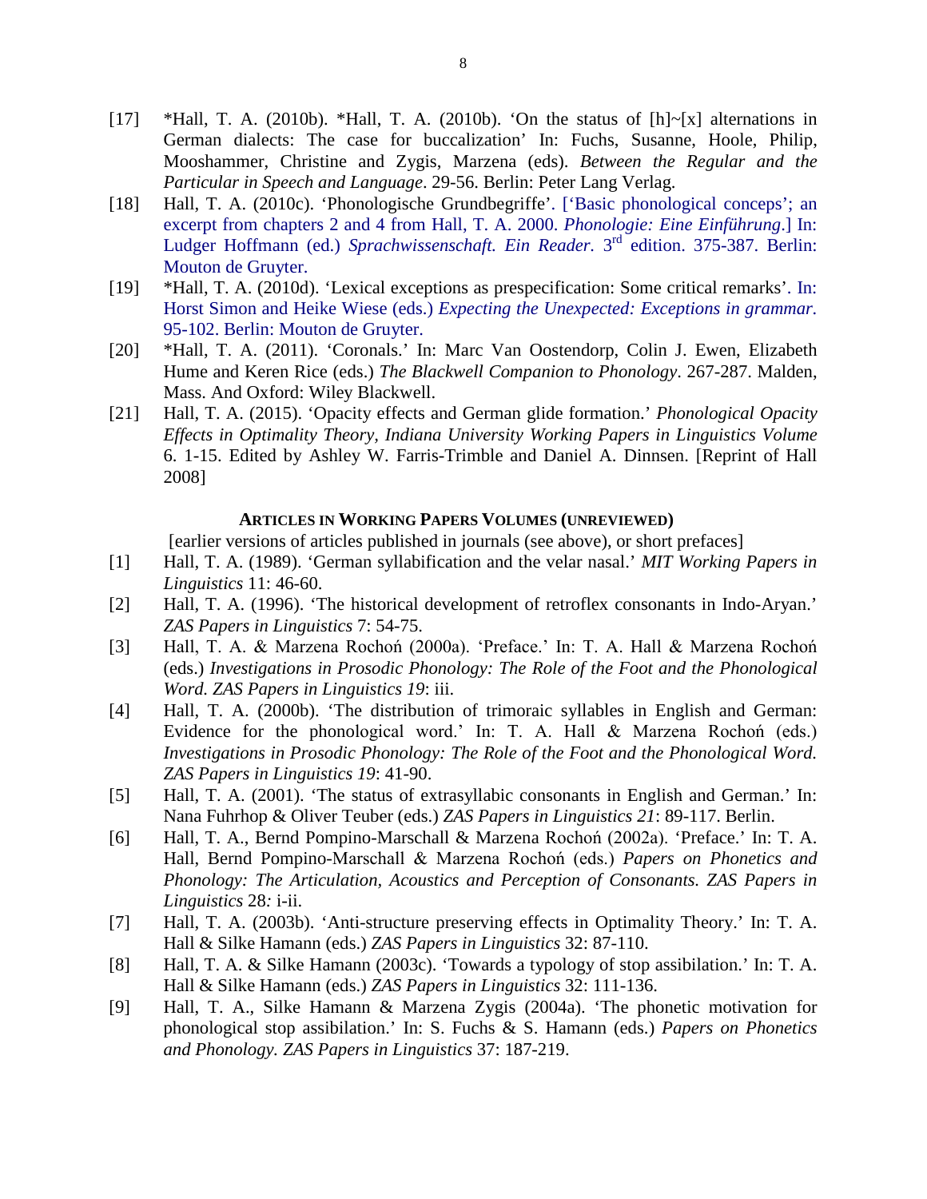[17] *Hall, T. A. (2010b). *Hall, T. A. (2010b). 'On the status of [h]~[x] alternations in German dialects: The case for buccalization' In: Fuchs, Susanne, Hoole, Philip, Mooshammer, Christine and Zygis, Marzena (eds). *Between the Regular and the Particular in Speech and Language*. 29-56. Berlin: Peter Lang Verlag.

[18] Hall, T. A. (2010c). 'Phonologische Grundbegriffe'. ['Basic phonological conceps'; an excerpt from chapters 2 and 4 from Hall, T. A. 2000. *Phonologie: Eine Einführung*.] In: Ludger Hoffmann (ed.) *Sprachwissenschaft. Ein Reader*. 3rd edition. 375-387. Berlin: Mouton de Gruyter.

[19] *Hall, T. A. (2010d). 'Lexical exceptions as prespecification: Some critical remarks'. In: Horst Simon and Heike Wiese (eds.) *Expecting the Unexpected: Exceptions in grammar*. 95-102. Berlin: Mouton de Gruyter.

[20] *Hall, T. A. (2011). 'Coronals.' In: Marc Van Oostendorp, Colin J. Ewen, Elizabeth Hume and Keren Rice (eds.) *The Blackwell Companion to Phonology*. 267-287. Malden, Mass. And Oxford: Wiley Blackwell.

[21] Hall, T. A. (2015). 'Opacity effects and German glide formation.' *Phonological Opacity Effects in Optimality Theory, Indiana University Working Papers in Linguistics Volume* 6. 1-15. Edited by Ashley W. Farris-Trimble and Daniel A. Dinnsen. [Reprint of Hall 2008]

### ARTICLES IN WORKING PAPERS VOLUMES (UNREVIEWED)

[earlier versions of articles published in journals (see above), or short prefaces]

[1] Hall, T. A. (1989). 'German syllabification and the velar nasal.' *MIT Working Papers in Linguistics* 11: 46-60.

[2] Hall, T. A. (1996). 'The historical development of retroflex consonants in Indo-Aryan.' *ZAS Papers in Linguistics* 7: 54-75.

[3] Hall, T. A. & Marzena Rochoń (2000a). 'Preface.' In: T. A. Hall & Marzena Rochoń (eds.) *Investigations in Prosodic Phonology: The Role of the Foot and the Phonological Word. ZAS Papers in Linguistics 19*: iii.

[4] Hall, T. A. (2000b). 'The distribution of trimoraic syllables in English and German: Evidence for the phonological word.' In: T. A. Hall & Marzena Rochoń (eds.) *Investigations in Prosodic Phonology: The Role of the Foot and the Phonological Word. ZAS Papers in Linguistics 19*: 41-90.

[5] Hall, T. A. (2001). 'The status of extrasyllabic consonants in English and German.' In: Nana Fuhrhop & Oliver Teuber (eds.) *ZAS Papers in Linguistics 21*: 89-117. Berlin.

[6] Hall, T. A., Bernd Pompino-Marschall & Marzena Rochoń (2002a). 'Preface.' In: T. A. Hall, Bernd Pompino-Marschall & Marzena Rochoń (eds.) *Papers on Phonetics and Phonology: The Articulation, Acoustics and Perception of Consonants. ZAS Papers in Linguistics* 28*:* i-ii.

[7] Hall, T. A. (2003b). 'Anti-structure preserving effects in Optimality Theory.' In: T. A. Hall & Silke Hamann (eds.) *ZAS Papers in Linguistics* 32: 87-110.

[8] Hall, T. A. & Silke Hamann (2003c). 'Towards a typology of stop assibilation.' In: T. A. Hall & Silke Hamann (eds.) *ZAS Papers in Linguistics* 32: 111-136.

[9] Hall, T. A., Silke Hamann & Marzena Zygis (2004a). 'The phonetic motivation for phonological stop assibilation.' In: S. Fuchs & S. Hamann (eds.) *Papers on Phonetics and Phonology. ZAS Papers in Linguistics* 37: 187-219.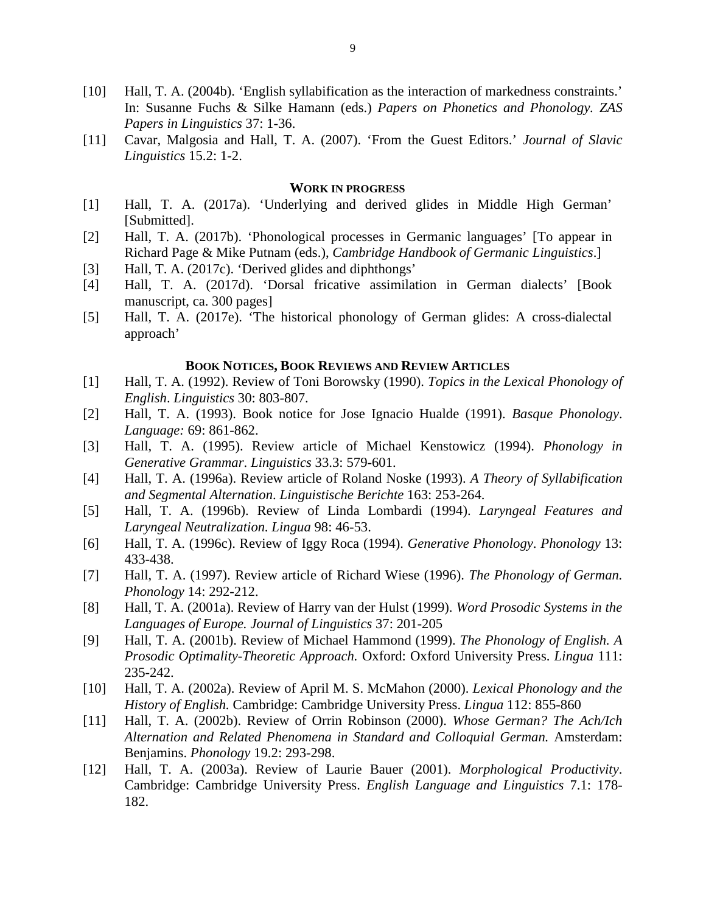[10] Hall, T. A. (2004b). 'English syllabification as the interaction of markedness constraints.' In: Susanne Fuchs & Silke Hamann (eds.) *Papers on Phonetics and Phonology. ZAS Papers in Linguistics* 37: 1-36.

[11] Cavar, Malgosia and Hall, T. A. (2007). 'From the Guest Editors.' *Journal of Slavic Linguistics* 15.2: 1-2.

### WORK IN PROGRESS

[1] Hall, T. A. (2017a). 'Underlying and derived glides in Middle High German' [Submitted].

[2] Hall, T. A. (2017b). 'Phonological processes in Germanic languages' [To appear in Richard Page & Mike Putnam (eds.), *Cambridge Handbook of Germanic Linguistics*.]

[3] Hall, T. A. (2017c). 'Derived glides and diphthongs'

[4] Hall, T. A. (2017d). 'Dorsal fricative assimilation in German dialects' [Book manuscript, ca. 300 pages]

[5] Hall, T. A. (2017e). 'The historical phonology of German glides: A cross-dialectal approach'

### BOOK NOTICES, BOOK REVIEWS AND REVIEW ARTICLES

[1] Hall, T. A. (1992). Review of Toni Borowsky (1990). *Topics in the Lexical Phonology of English*. *Linguistics* 30: 803-807.

[2] Hall, T. A. (1993). Book notice for Jose Ignacio Hualde (1991). *Basque Phonology*. *Language:* 69: 861-862.

[3] Hall, T. A. (1995). Review article of Michael Kenstowicz (1994). *Phonology in Generative Grammar*. *Linguistics* 33.3: 579-601.

[4] Hall, T. A. (1996a). Review article of Roland Noske (1993). *A Theory of Syllabification and Segmental Alternation*. *Linguistische Berichte* 163: 253-264.

[5] Hall, T. A. (1996b). Review of Linda Lombardi (1994). *Laryngeal Features and Laryngeal Neutralization*. *Lingua* 98: 46-53.

[6] Hall, T. A. (1996c). Review of Iggy Roca (1994). *Generative Phonology*. *Phonology* 13: 433-438.

[7] Hall, T. A. (1997). Review article of Richard Wiese (1996). *The Phonology of German. Phonology* 14: 292-212.

[8] Hall, T. A. (2001a). Review of Harry van der Hulst (1999). *Word Prosodic Systems in the Languages of Europe. Journal of Linguistics* 37: 201-205

[9] Hall, T. A. (2001b). Review of Michael Hammond (1999). *The Phonology of English. A Prosodic Optimality-Theoretic Approach.* Oxford: Oxford University Press. *Lingua* 111: 235-242.

[10] Hall, T. A. (2002a). Review of April M. S. McMahon (2000). *Lexical Phonology and the History of English.* Cambridge: Cambridge University Press. *Lingua* 112: 855-860

[11] Hall, T. A. (2002b). Review of Orrin Robinson (2000). *Whose German? The Ach/Ich Alternation and Related Phenomena in Standard and Colloquial German.* Amsterdam: Benjamins. *Phonology* 19.2: 293-298.

[12] Hall, T. A. (2003a). Review of Laurie Bauer (2001). *Morphological Productivity*. Cambridge: Cambridge University Press. *English Language and Linguistics* 7.1: 178-182.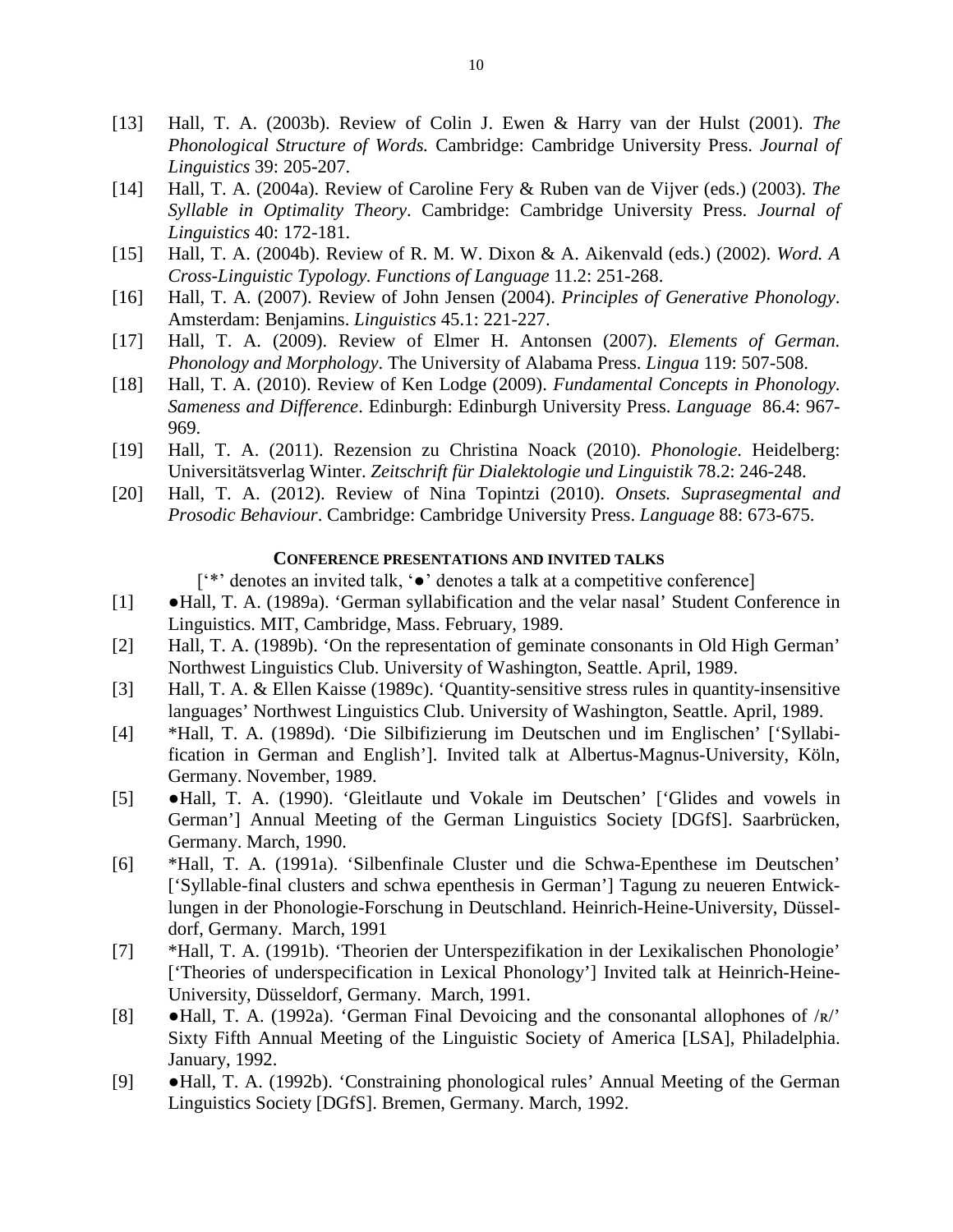[13] Hall, T. A. (2003b). Review of Colin J. Ewen & Harry van der Hulst (2001). *The Phonological Structure of Words.* Cambridge: Cambridge University Press. *Journal of Linguistics* 39: 205-207.

[14] Hall, T. A. (2004a). Review of Caroline Fery & Ruben van de Vijver (eds.) (2003). *The Syllable in Optimality Theory*. Cambridge: Cambridge University Press. *Journal of Linguistics* 40: 172-181.

[15] Hall, T. A. (2004b). Review of R. M. W. Dixon & A. Aikenvald (eds.) (2002). *Word. A Cross-Linguistic Typology. Functions of Language* 11.2: 251-268.

[16] Hall, T. A. (2007). Review of John Jensen (2004). *Principles of Generative Phonology*. Amsterdam: Benjamins. *Linguistics* 45.1: 221-227.

[17] Hall, T. A. (2009). Review of Elmer H. Antonsen (2007). *Elements of German. Phonology and Morphology*. The University of Alabama Press. *Lingua* 119: 507-508.

[18] Hall, T. A. (2010). Review of Ken Lodge (2009). *Fundamental Concepts in Phonology. Sameness and Difference*. Edinburgh: Edinburgh University Press. *Language* 86.4: 967-969.

[19] Hall, T. A. (2011). Rezension zu Christina Noack (2010). *Phonologie*. Heidelberg: Universitätsverlag Winter. *Zeitschrift für Dialektologie und Linguistik* 78.2: 246-248.

[20] Hall, T. A. (2012). Review of Nina Topintzi (2010). *Onsets. Suprasegmental and Prosodic Behaviour*. Cambridge: Cambridge University Press. *Language* 88: 673-675.

## CONFERENCE PRESENTATIONS AND INVITED TALKS

['*' denotes an invited talk, '●' denotes a talk at a competitive conference]

[1] ●Hall, T. A. (1989a). 'German syllabification and the velar nasal' Student Conference in Linguistics. MIT, Cambridge, Mass. February, 1989.

[2] Hall, T. A. (1989b). 'On the representation of geminate consonants in Old High German' Northwest Linguistics Club. University of Washington, Seattle. April, 1989.

[3] Hall, T. A. & Ellen Kaisse (1989c). 'Quantity-sensitive stress rules in quantity-insensitive languages' Northwest Linguistics Club. University of Washington, Seattle. April, 1989.

[4] *Hall, T. A. (1989d). 'Die Silbifizierung im Deutschen und im Englischen' ['Syllabification in German and English']. Invited talk at Albertus-Magnus-University, Köln, Germany. November, 1989.

[5] ●Hall, T. A. (1990). 'Gleitlaute und Vokale im Deutschen' ['Glides and vowels in German'] Annual Meeting of the German Linguistics Society [DGfS]. Saarbrücken, Germany. March, 1990.

[6] *Hall, T. A. (1991a). 'Silbenfinale Cluster und die Schwa-Epenthese im Deutschen' ['Syllable-final clusters and schwa epenthesis in German'] Tagung zu neueren Entwicklungen in der Phonologie-Forschung in Deutschland. Heinrich-Heine-University, Düsseldorf, Germany. March, 1991

[7] *Hall, T. A. (1991b). 'Theorien der Unterspezifikation in der Lexikalischen Phonologie' ['Theories of underspecification in Lexical Phonology'] Invited talk at Heinrich-Heine-University, Düsseldorf, Germany. March, 1991.

[8] ●Hall, T. A. (1992a). 'German Final Devoicing and the consonantal allophones of /ʀ/' Sixty Fifth Annual Meeting of the Linguistic Society of America [LSA], Philadelphia. January, 1992.

[9] ●Hall, T. A. (1992b). 'Constraining phonological rules' Annual Meeting of the German Linguistics Society [DGfS]. Bremen, Germany. March, 1992.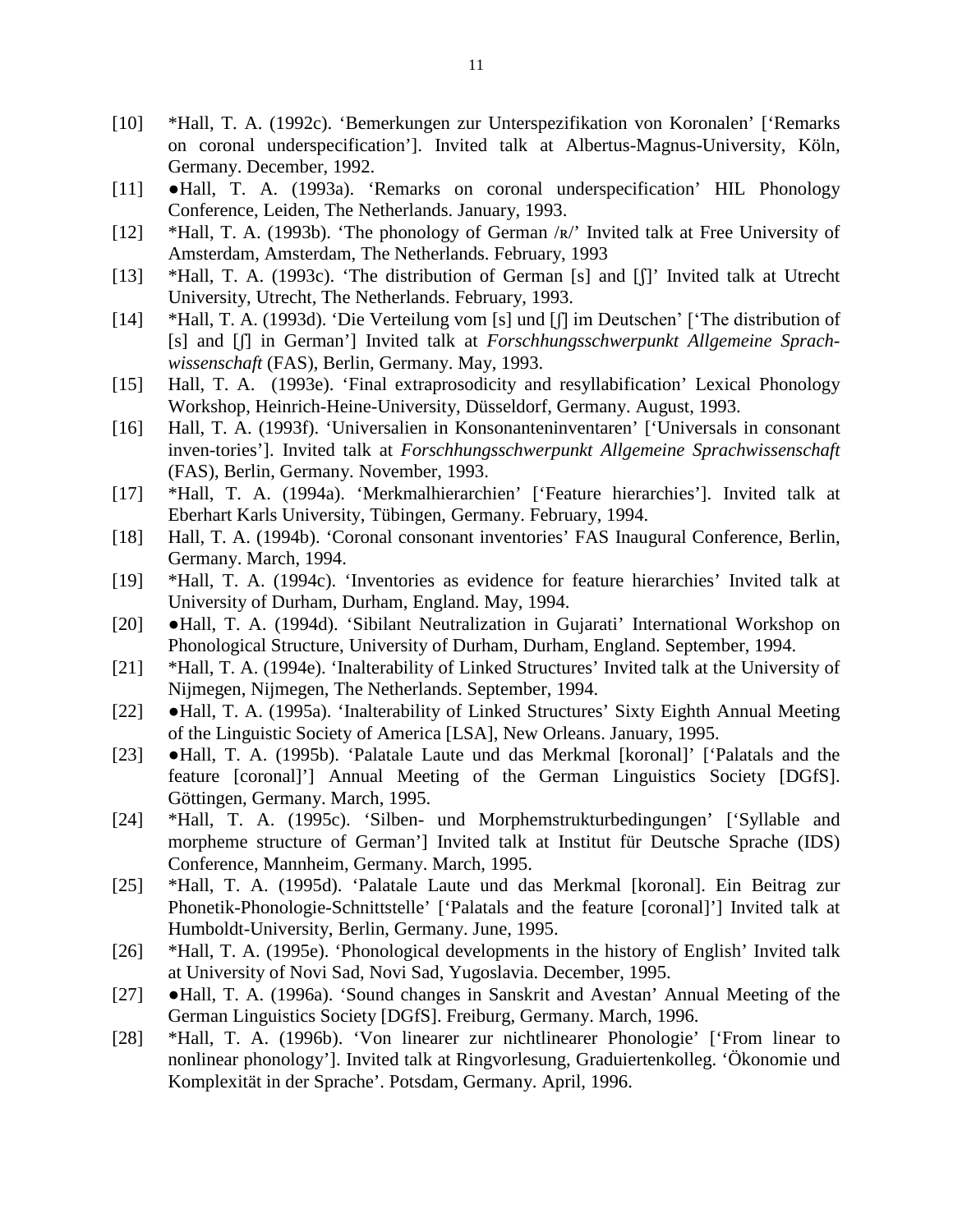[10] *Hall, T. A. (1992c). 'Bemerkungen zur Unterspezifikation von Koronalen' ['Remarks on coronal underspecification']. Invited talk at Albertus-Magnus-University, Köln, Germany. December, 1992.

[11] ●Hall, T. A. (1993a). 'Remarks on coronal underspecification' HIL Phonology Conference, Leiden, The Netherlands. January, 1993.

[12] *Hall, T. A. (1993b). 'The phonology of German /ʀ/' Invited talk at Free University of Amsterdam, Amsterdam, The Netherlands. February, 1993

[13] *Hall, T. A. (1993c). 'The distribution of German [s] and [ʃ]' Invited talk at Utrecht University, Utrecht, The Netherlands. February, 1993.

[14] *Hall, T. A. (1993d). 'Die Verteilung vom [s] und [ʃ] im Deutschen' ['The distribution of [s] and [ʃ] in German'] Invited talk at *Forschhungsschwerpunkt Allgemeine Sprachwissenschaft* (FAS), Berlin, Germany. May, 1993.

[15] Hall, T. A. (1993e). 'Final extraprosodicity and resyllabification' Lexical Phonology Workshop, Heinrich-Heine-University, Düsseldorf, Germany. August, 1993.

[16] Hall, T. A. (1993f). 'Universalien in Konsonanteninventaren' ['Universals in consonant inven-tories']. Invited talk at *Forschhungsschwerpunkt Allgemeine Sprachwissenschaft* (FAS), Berlin, Germany. November, 1993.

[17] *Hall, T. A. (1994a). 'Merkmalhierarchien' ['Feature hierarchies']. Invited talk at Eberhart Karls University, Tübingen, Germany. February, 1994.

[18] Hall, T. A. (1994b). 'Coronal consonant inventories' FAS Inaugural Conference, Berlin, Germany. March, 1994.

[19] *Hall, T. A. (1994c). 'Inventories as evidence for feature hierarchies' Invited talk at University of Durham, Durham, England. May, 1994.

[20] ●Hall, T. A. (1994d). 'Sibilant Neutralization in Gujarati' International Workshop on Phonological Structure, University of Durham, Durham, England. September, 1994.

[21] *Hall, T. A. (1994e). 'Inalterability of Linked Structures' Invited talk at the University of Nijmegen, Nijmegen, The Netherlands. September, 1994.

[22] ●Hall, T. A. (1995a). 'Inalterability of Linked Structures' Sixty Eighth Annual Meeting of the Linguistic Society of America [LSA], New Orleans. January, 1995.

[23] ●Hall, T. A. (1995b). 'Palatale Laute und das Merkmal [koronal]' ['Palatals and the feature [coronal]'] Annual Meeting of the German Linguistics Society [DGfS]. Göttingen, Germany. March, 1995.

[24] *Hall, T. A. (1995c). 'Silben- und Morphemstrukturbedingungen' ['Syllable and morpheme structure of German'] Invited talk at Institut für Deutsche Sprache (IDS) Conference, Mannheim, Germany. March, 1995.

[25] *Hall, T. A. (1995d). 'Palatale Laute und das Merkmal [koronal]. Ein Beitrag zur Phonetik-Phonologie-Schnittstelle' ['Palatals and the feature [coronal]'] Invited talk at Humboldt-University, Berlin, Germany. June, 1995.

[26] *Hall, T. A. (1995e). 'Phonological developments in the history of English' Invited talk at University of Novi Sad, Novi Sad, Yugoslavia. December, 1995.

[27] ●Hall, T. A. (1996a). 'Sound changes in Sanskrit and Avestan' Annual Meeting of the German Linguistics Society [DGfS]. Freiburg, Germany. March, 1996.

[28] *Hall, T. A. (1996b). 'Von linearer zur nichtlinearer Phonologie' ['From linear to nonlinear phonology']. Invited talk at Ringvorlesung, Graduiertenkolleg. 'Ökonomie und Komplexität in der Sprache'. Potsdam, Germany. April, 1996.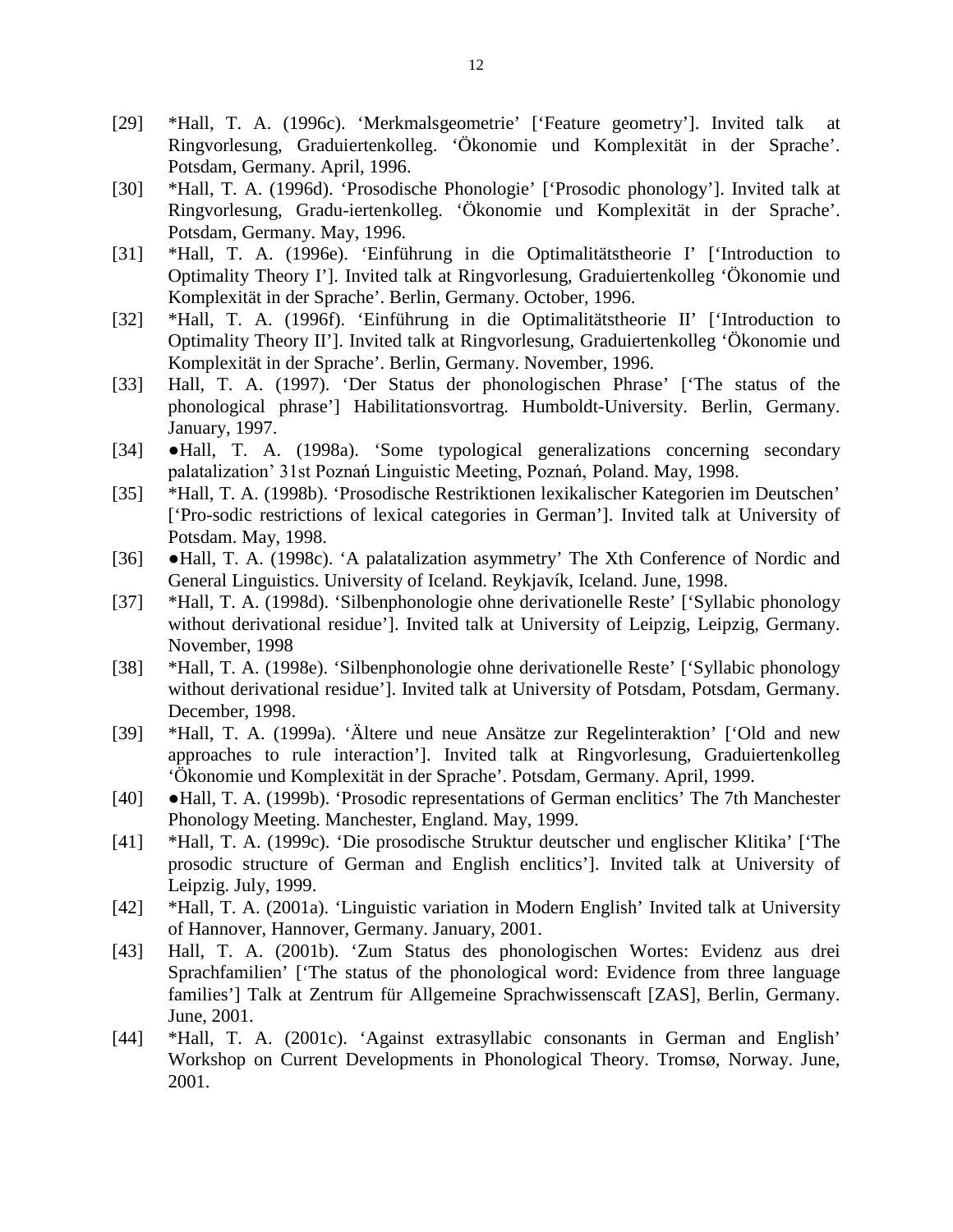[29] *Hall, T. A. (1996c). 'Merkmalsgeometrie' ['Feature geometry']. Invited talk at Ringvorlesung, Graduiertenkolleg. 'Ökonomie und Komplexität in der Sprache'. Potsdam, Germany. April, 1996.

[30] *Hall, T. A. (1996d). 'Prosodische Phonologie' ['Prosodic phonology']. Invited talk at Ringvorlesung, Gradu-iertenkolleg. 'Ökonomie und Komplexität in der Sprache'. Potsdam, Germany. May, 1996.

[31] *Hall, T. A. (1996e). 'Einführung in die Optimalitätstheorie I' ['Introduction to Optimality Theory I']. Invited talk at Ringvorlesung, Graduiertenkolleg 'Ökonomie und Komplexität in der Sprache'. Berlin, Germany. October, 1996.

[32] *Hall, T. A. (1996f). 'Einführung in die Optimalitätstheorie II' ['Introduction to Optimality Theory II']. Invited talk at Ringvorlesung, Graduiertenkolleg 'Ökonomie und Komplexität in der Sprache'. Berlin, Germany. November, 1996.

[33] Hall, T. A. (1997). 'Der Status der phonologischen Phrase' ['The status of the phonological phrase'] Habilitationsvortrag. Humboldt-University. Berlin, Germany. January, 1997.

[34] ●Hall, T. A. (1998a). 'Some typological generalizations concerning secondary palatalization' 31st Poznań Linguistic Meeting, Poznań, Poland. May, 1998.

[35] *Hall, T. A. (1998b). 'Prosodische Restriktionen lexikalischer Kategorien im Deutschen' ['Pro-sodic restrictions of lexical categories in German']. Invited talk at University of Potsdam. May, 1998.

[36] ●Hall, T. A. (1998c). 'A palatalization asymmetry' The Xth Conference of Nordic and General Linguistics. University of Iceland. Reykjavík, Iceland. June, 1998.

[37] *Hall, T. A. (1998d). 'Silbenphonologie ohne derivationelle Reste' ['Syllabic phonology without derivational residue']. Invited talk at University of Leipzig, Leipzig, Germany. November, 1998

[38] *Hall, T. A. (1998e). 'Silbenphonologie ohne derivationelle Reste' ['Syllabic phonology without derivational residue']. Invited talk at University of Potsdam, Potsdam, Germany. December, 1998.

[39] *Hall, T. A. (1999a). 'Ältere und neue Ansätze zur Regelinteraktion' ['Old and new approaches to rule interaction']. Invited talk at Ringvorlesung, Graduiertenkolleg 'Ökonomie und Komplexität in der Sprache'. Potsdam, Germany. April, 1999.

[40] ●Hall, T. A. (1999b). 'Prosodic representations of German enclitics' The 7th Manchester Phonology Meeting. Manchester, England. May, 1999.

[41] *Hall, T. A. (1999c). 'Die prosodische Struktur deutscher und englischer Klitika' ['The prosodic structure of German and English enclitics']. Invited talk at University of Leipzig. July, 1999.

[42] *Hall, T. A. (2001a). 'Linguistic variation in Modern English' Invited talk at University of Hannover, Hannover, Germany. January, 2001.

[43] Hall, T. A. (2001b). 'Zum Status des phonologischen Wortes: Evidenz aus drei Sprachfamilien' ['The status of the phonological word: Evidence from three language families'] Talk at Zentrum für Allgemeine Sprachwissenscaft [ZAS], Berlin, Germany. June, 2001.

[44] *Hall, T. A. (2001c). 'Against extrasyllabic consonants in German and English' Workshop on Current Developments in Phonological Theory. Tromsø, Norway. June, 2001.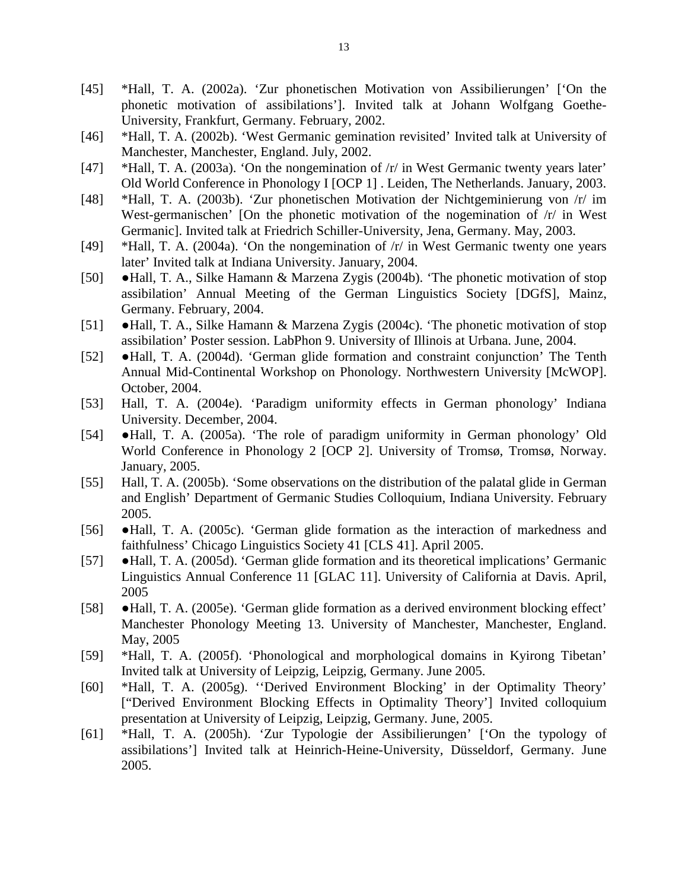[45] *Hall, T. A. (2002a). 'Zur phonetischen Motivation von Assibilierungen' ['On the phonetic motivation of assibilations']. Invited talk at Johann Wolfgang Goethe-University, Frankfurt, Germany. February, 2002.

[46] *Hall, T. A. (2002b). 'West Germanic gemination revisited' Invited talk at University of Manchester, Manchester, England. July, 2002.

[47] *Hall, T. A. (2003a). 'On the nongemination of /r/ in West Germanic twenty years later' Old World Conference in Phonology I [OCP 1] . Leiden, The Netherlands. January, 2003.

[48] *Hall, T. A. (2003b). 'Zur phonetischen Motivation der Nichtgeminierung von /r/ im West-germanischen' [On the phonetic motivation of the nogemination of /r/ in West Germanic]. Invited talk at Friedrich Schiller-University, Jena, Germany. May, 2003.

[49] *Hall, T. A. (2004a). 'On the nongemination of /r/ in West Germanic twenty one years later' Invited talk at Indiana University. January, 2004.

[50] ●Hall, T. A., Silke Hamann & Marzena Zygis (2004b). 'The phonetic motivation of stop assibilation' Annual Meeting of the German Linguistics Society [DGfS], Mainz, Germany. February, 2004.

[51] ●Hall, T. A., Silke Hamann & Marzena Zygis (2004c). 'The phonetic motivation of stop assibilation' Poster session. LabPhon 9. University of Illinois at Urbana. June, 2004.

[52] ●Hall, T. A. (2004d). 'German glide formation and constraint conjunction' The Tenth Annual Mid-Continental Workshop on Phonology. Northwestern University [McWOP]. October, 2004.

[53] Hall, T. A. (2004e). 'Paradigm uniformity effects in German phonology' Indiana University. December, 2004.

[54] ●Hall, T. A. (2005a). 'The role of paradigm uniformity in German phonology' Old World Conference in Phonology 2 [OCP 2]. University of Tromsø, Tromsø, Norway. January, 2005.

[55] Hall, T. A. (2005b). 'Some observations on the distribution of the palatal glide in German and English' Department of Germanic Studies Colloquium, Indiana University. February 2005.

[56] ●Hall, T. A. (2005c). 'German glide formation as the interaction of markedness and faithfulness' Chicago Linguistics Society 41 [CLS 41]. April 2005.

[57] ●Hall, T. A. (2005d). 'German glide formation and its theoretical implications' Germanic Linguistics Annual Conference 11 [GLAC 11]. University of California at Davis. April, 2005

[58] ●Hall, T. A. (2005e). 'German glide formation as a derived environment blocking effect' Manchester Phonology Meeting 13. University of Manchester, Manchester, England. May, 2005

[59] *Hall, T. A. (2005f). 'Phonological and morphological domains in Kyirong Tibetan' Invited talk at University of Leipzig, Leipzig, Germany. June 2005.

[60] *Hall, T. A. (2005g). ''Derived Environment Blocking' in der Optimality Theory' ["Derived Environment Blocking Effects in Optimality Theory'] Invited colloquium presentation at University of Leipzig, Leipzig, Germany. June, 2005.

[61] *Hall, T. A. (2005h). 'Zur Typologie der Assibilierungen' ['On the typology of assibilations'] Invited talk at Heinrich-Heine-University, Düsseldorf, Germany. June 2005.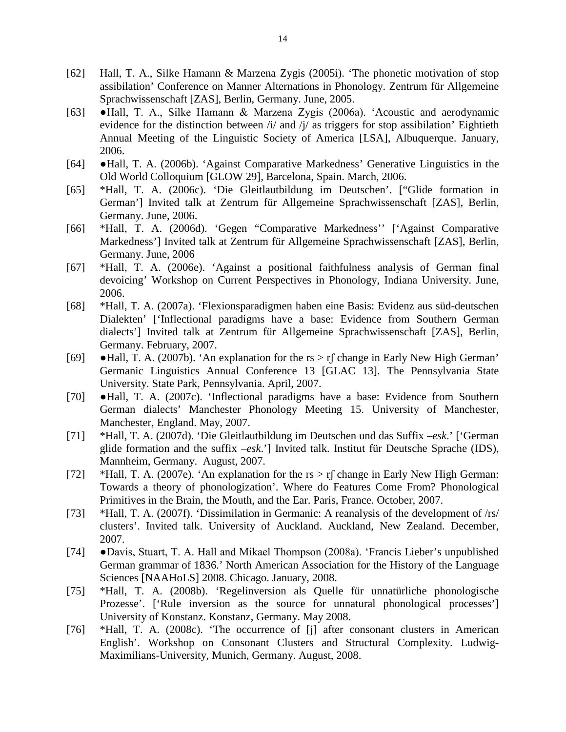[62] Hall, T. A., Silke Hamann & Marzena Zygis (2005i). 'The phonetic motivation of stop assibilation' Conference on Manner Alternations in Phonology. Zentrum für Allgemeine Sprachwissenschaft [ZAS], Berlin, Germany. June, 2005.

[63] ●Hall, T. A., Silke Hamann & Marzena Zygis (2006a). 'Acoustic and aerodynamic evidence for the distinction between /i/ and /j/ as triggers for stop assibilation' Eightieth Annual Meeting of the Linguistic Society of America [LSA], Albuquerque. January, 2006.

[64] ●Hall, T. A. (2006b). 'Against Comparative Markedness' Generative Linguistics in the Old World Colloquium [GLOW 29], Barcelona, Spain. March, 2006.

[65] *Hall, T. A. (2006c). 'Die Gleitlautbildung im Deutschen'. ["Glide formation in German'] Invited talk at Zentrum für Allgemeine Sprachwissenschaft [ZAS], Berlin, Germany. June, 2006.

[66] *Hall, T. A. (2006d). 'Gegen "Comparative Markedness'' ['Against Comparative Markedness'] Invited talk at Zentrum für Allgemeine Sprachwissenschaft [ZAS], Berlin, Germany. June, 2006

[67] *Hall, T. A. (2006e). 'Against a positional faithfulness analysis of German final devoicing' Workshop on Current Perspectives in Phonology, Indiana University. June, 2006.

[68] *Hall, T. A. (2007a). 'Flexionsparadigmen haben eine Basis: Evidenz aus süd-deutschen Dialekten' ['Inflectional paradigms have a base: Evidence from Southern German dialects'] Invited talk at Zentrum für Allgemeine Sprachwissenschaft [ZAS], Berlin, Germany. February, 2007.

[69] ●Hall, T. A. (2007b). 'An explanation for the rs > rʃ change in Early New High German' Germanic Linguistics Annual Conference 13 [GLAC 13]. The Pennsylvania State University. State Park, Pennsylvania. April, 2007.

[70] ●Hall, T. A. (2007c). 'Inflectional paradigms have a base: Evidence from Southern German dialects' Manchester Phonology Meeting 15. University of Manchester, Manchester, England. May, 2007.

[71] *Hall, T. A. (2007d). 'Die Gleitlautbildung im Deutschen und das Suffix *–esk*.' ['German glide formation and the suffix *–esk*.'] Invited talk. Institut für Deutsche Sprache (IDS), Mannheim, Germany. August, 2007.

[72] *Hall, T. A. (2007e). 'An explanation for the rs > rʃ change in Early New High German: Towards a theory of phonologization'. Where do Features Come From? Phonological Primitives in the Brain, the Mouth, and the Ear. Paris, France. October, 2007.

[73] *Hall, T. A. (2007f). 'Dissimilation in Germanic: A reanalysis of the development of /rs/ clusters'. Invited talk. University of Auckland. Auckland, New Zealand. December, 2007.

[74] ●Davis, Stuart, T. A. Hall and Mikael Thompson (2008a). 'Francis Lieber's unpublished German grammar of 1836.' North American Association for the History of the Language Sciences [NAAHoLS] 2008. Chicago. January, 2008.

[75] *Hall, T. A. (2008b). 'Regelinversion als Quelle für unnatürliche phonologische Prozesse'. ['Rule inversion as the source for unnatural phonological processes'] University of Konstanz. Konstanz, Germany. May 2008.

[76] *Hall, T. A. (2008c). 'The occurrence of [j] after consonant clusters in American English'. Workshop on Consonant Clusters and Structural Complexity. Ludwig-Maximilians-University, Munich, Germany. August, 2008.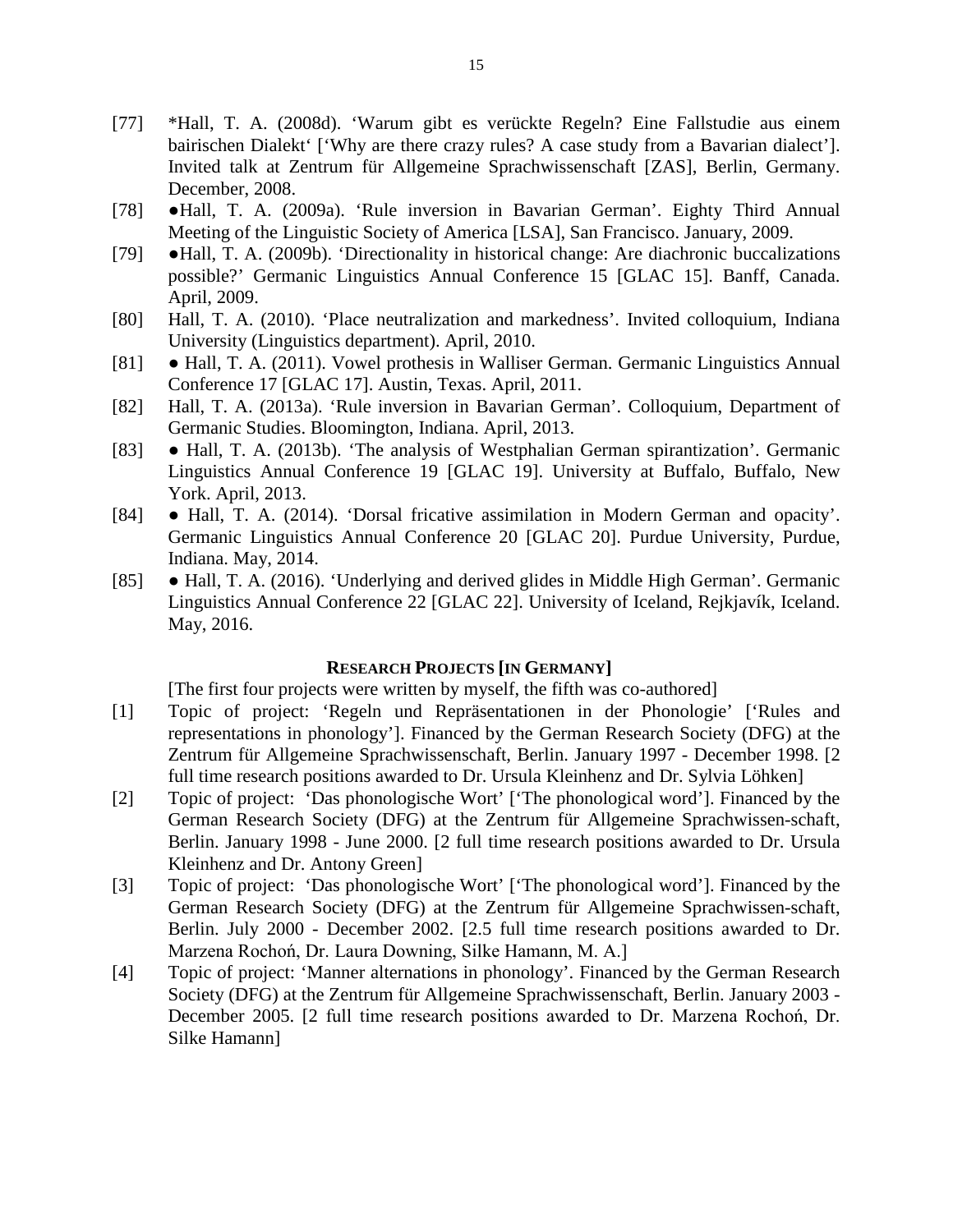[77] *Hall, T. A. (2008d). 'Warum gibt es verückte Regeln? Eine Fallstudie aus einem bairischen Dialekt' ['Why are there crazy rules? A case study from a Bavarian dialect']. Invited talk at Zentrum für Allgemeine Sprachwissenschaft [ZAS], Berlin, Germany. December, 2008.

[78] ●Hall, T. A. (2009a). 'Rule inversion in Bavarian German'. Eighty Third Annual Meeting of the Linguistic Society of America [LSA], San Francisco. January, 2009.

[79] ●Hall, T. A. (2009b). 'Directionality in historical change: Are diachronic buccalizations possible?' Germanic Linguistics Annual Conference 15 [GLAC 15]. Banff, Canada. April, 2009.

[80] Hall, T. A. (2010). 'Place neutralization and markedness'. Invited colloquium, Indiana University (Linguistics department). April, 2010.

[81] ● Hall, T. A. (2011). Vowel prothesis in Walliser German. Germanic Linguistics Annual Conference 17 [GLAC 17]. Austin, Texas. April, 2011.

[82] Hall, T. A. (2013a). 'Rule inversion in Bavarian German'. Colloquium, Department of Germanic Studies. Bloomington, Indiana. April, 2013.

[83] ● Hall, T. A. (2013b). 'The analysis of Westphalian German spirantization'. Germanic Linguistics Annual Conference 19 [GLAC 19]. University at Buffalo, Buffalo, New York. April, 2013.

[84] ● Hall, T. A. (2014). 'Dorsal fricative assimilation in Modern German and opacity'. Germanic Linguistics Annual Conference 20 [GLAC 20]. Purdue University, Purdue, Indiana. May, 2014.

[85] ● Hall, T. A. (2016). 'Underlying and derived glides in Middle High German'. Germanic Linguistics Annual Conference 22 [GLAC 22]. University of Iceland, Rejkjavík, Iceland. May, 2016.

## RESEARCH PROJECTS [IN GERMANY]

[The first four projects were written by myself, the fifth was co-authored]

[1] Topic of project: 'Regeln und Repräsentationen in der Phonologie' ['Rules and representations in phonology']. Financed by the German Research Society (DFG) at the Zentrum für Allgemeine Sprachwissenschaft, Berlin. January 1997 - December 1998. [2 full time research positions awarded to Dr. Ursula Kleinhenz and Dr. Sylvia Löhken]

[2] Topic of project: 'Das phonologische Wort' ['The phonological word']. Financed by the German Research Society (DFG) at the Zentrum für Allgemeine Sprachwissen-schaft, Berlin. January 1998 - June 2000. [2 full time research positions awarded to Dr. Ursula Kleinhenz and Dr. Antony Green]

[3] Topic of project: 'Das phonologische Wort' ['The phonological word']. Financed by the German Research Society (DFG) at the Zentrum für Allgemeine Sprachwissen-schaft, Berlin. July 2000 - December 2002. [2.5 full time research positions awarded to Dr. Marzena Rochoń, Dr. Laura Downing, Silke Hamann, M. A.]

[4] Topic of project: 'Manner alternations in phonology'. Financed by the German Research Society (DFG) at the Zentrum für Allgemeine Sprachwissenschaft, Berlin. January 2003 - December 2005. [2 full time research positions awarded to Dr. Marzena Rochoń, Dr. Silke Hamann]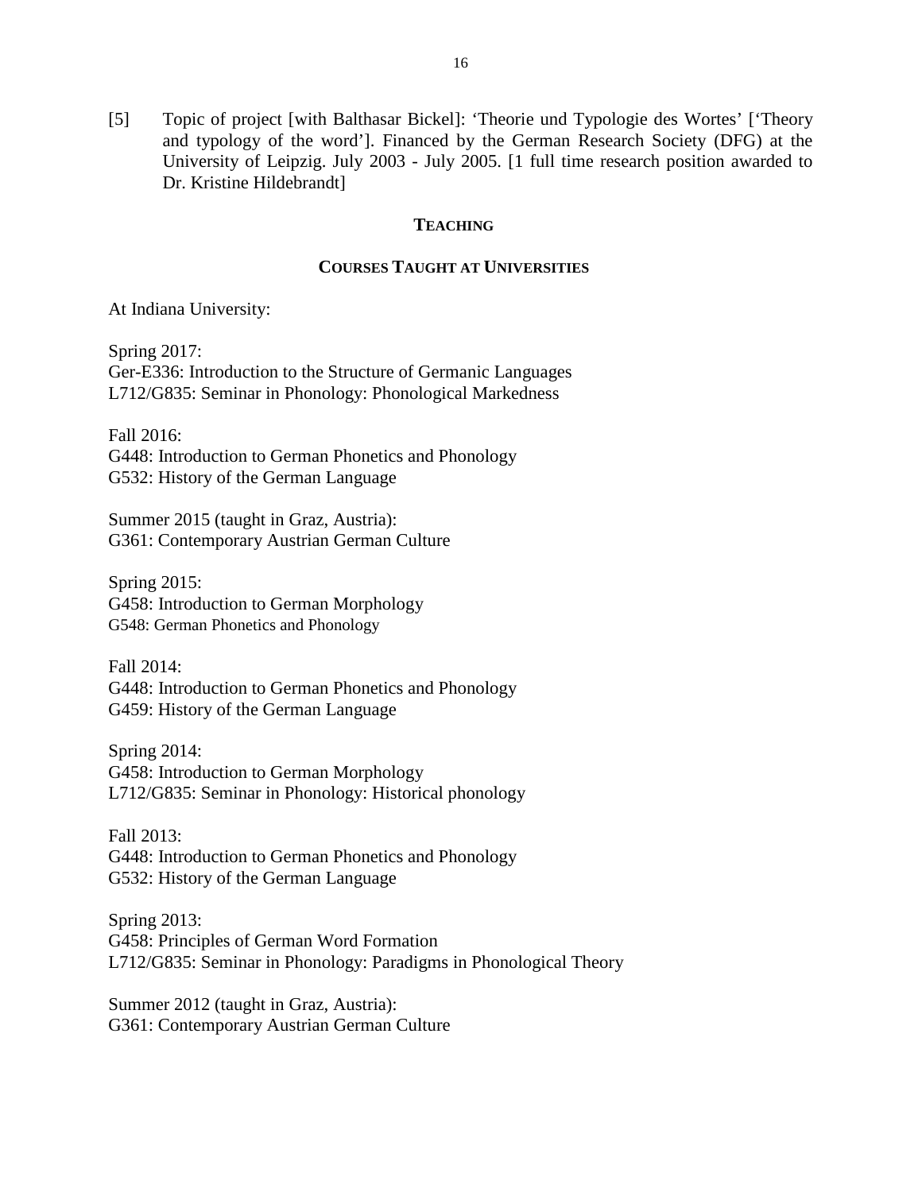[5] Topic of project [with Balthasar Bickel]: 'Theorie und Typologie des Wortes' ['Theory and typology of the word']. Financed by the German Research Society (DFG) at the University of Leipzig. July 2003 - July 2005. [1 full time research position awarded to Dr. Kristine Hildebrandt]

## TEACHING

### COURSES TAUGHT AT UNIVERSITIES

At Indiana University:

Spring 2017:
Ger-E336: Introduction to the Structure of Germanic Languages
L712/G835: Seminar in Phonology: Phonological Markedness

Fall 2016:
G448: Introduction to German Phonetics and Phonology
G532: History of the German Language

Summer 2015 (taught in Graz, Austria):
G361: Contemporary Austrian German Culture

Spring 2015:
G458: Introduction to German Morphology
G548: German Phonetics and Phonology

Fall 2014:
G448: Introduction to German Phonetics and Phonology
G459: History of the German Language

Spring 2014:
G458: Introduction to German Morphology
L712/G835: Seminar in Phonology: Historical phonology

Fall 2013:
G448: Introduction to German Phonetics and Phonology
G532: History of the German Language

Spring 2013:
G458: Principles of German Word Formation
L712/G835: Seminar in Phonology: Paradigms in Phonological Theory

Summer 2012 (taught in Graz, Austria):
G361: Contemporary Austrian German Culture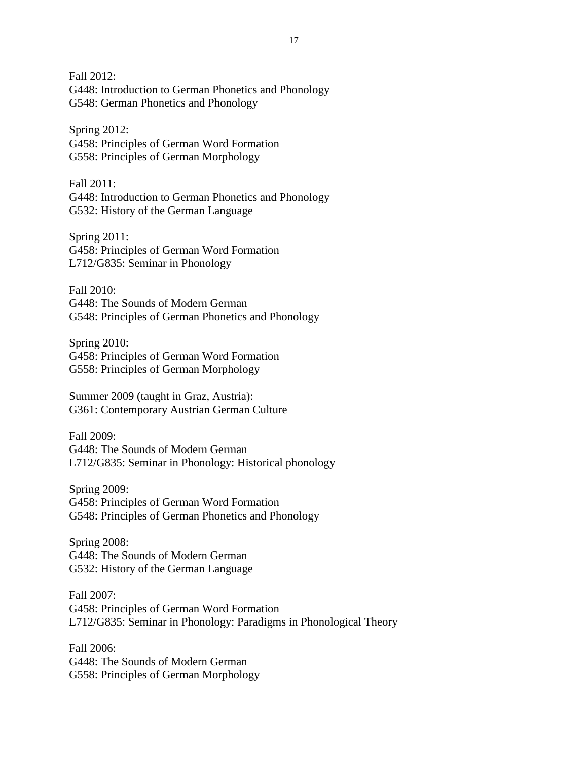Fall 2012:
G448: Introduction to German Phonetics and Phonology
G548: German Phonetics and Phonology

Spring 2012:
G458: Principles of German Word Formation
G558: Principles of German Morphology

Fall 2011:
G448: Introduction to German Phonetics and Phonology
G532: History of the German Language

Spring 2011:
G458: Principles of German Word Formation
L712/G835: Seminar in Phonology

Fall 2010:
G448: The Sounds of Modern German
G548: Principles of German Phonetics and Phonology

Spring 2010:
G458: Principles of German Word Formation
G558: Principles of German Morphology

Summer 2009 (taught in Graz, Austria):
G361: Contemporary Austrian German Culture

Fall 2009:
G448: The Sounds of Modern German
L712/G835: Seminar in Phonology: Historical phonology

Spring 2009:
G458: Principles of German Word Formation
G548: Principles of German Phonetics and Phonology

Spring 2008:
G448: The Sounds of Modern German
G532: History of the German Language

Fall 2007:
G458: Principles of German Word Formation
L712/G835: Seminar in Phonology: Paradigms in Phonological Theory

Fall 2006:
G448: The Sounds of Modern German
G558: Principles of German Morphology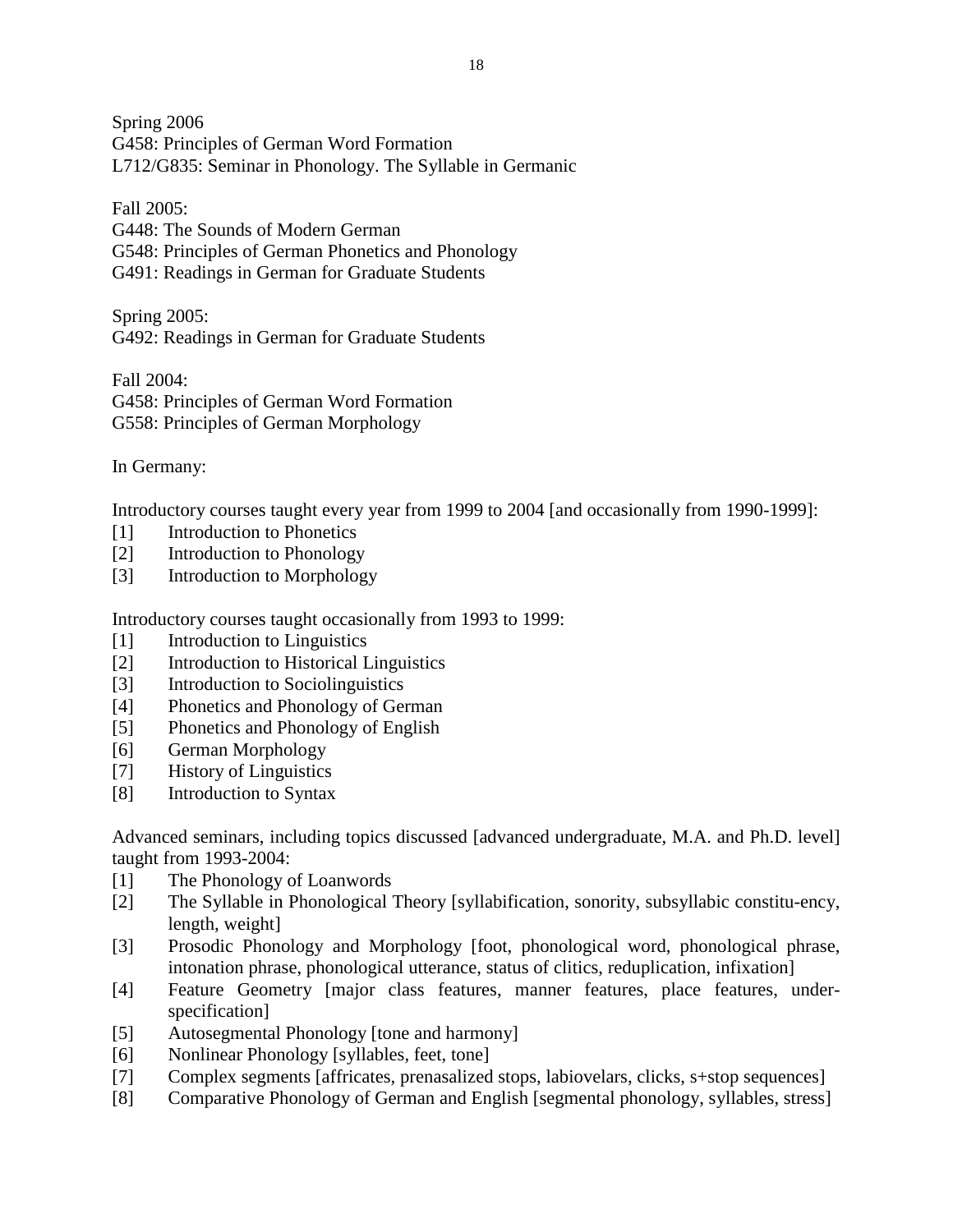Spring 2006
G458: Principles of German Word Formation
L712/G835: Seminar in Phonology. The Syllable in Germanic

Fall 2005:
G448: The Sounds of Modern German
G548: Principles of German Phonetics and Phonology
G491: Readings in German for Graduate Students

Spring 2005:
G492: Readings in German for Graduate Students

Fall 2004:
G458: Principles of German Word Formation
G558: Principles of German Morphology

In Germany:

Introductory courses taught every year from 1999 to 2004 [and occasionally from 1990-1999]:

[1] Introduction to Phonetics
[2] Introduction to Phonology
[3] Introduction to Morphology

Introductory courses taught occasionally from 1993 to 1999:

[1] Introduction to Linguistics
[2] Introduction to Historical Linguistics
[3] Introduction to Sociolinguistics
[4] Phonetics and Phonology of German
[5] Phonetics and Phonology of English
[6] German Morphology
[7] History of Linguistics
[8] Introduction to Syntax

Advanced seminars, including topics discussed [advanced undergraduate, M.A. and Ph.D. level] taught from 1993-2004:

[1] The Phonology of Loanwords
[2] The Syllable in Phonological Theory [syllabification, sonority, subsyllabic constitu-ency, length, weight]
[3] Prosodic Phonology and Morphology [foot, phonological word, phonological phrase, intonation phrase, phonological utterance, status of clitics, reduplication, infixation]
[4] Feature Geometry [major class features, manner features, place features, under-specification]
[5] Autosegmental Phonology [tone and harmony]
[6] Nonlinear Phonology [syllables, feet, tone]
[7] Complex segments [affricates, prenasalized stops, labiovelars, clicks, s+stop sequences]
[8] Comparative Phonology of German and English [segmental phonology, syllables, stress]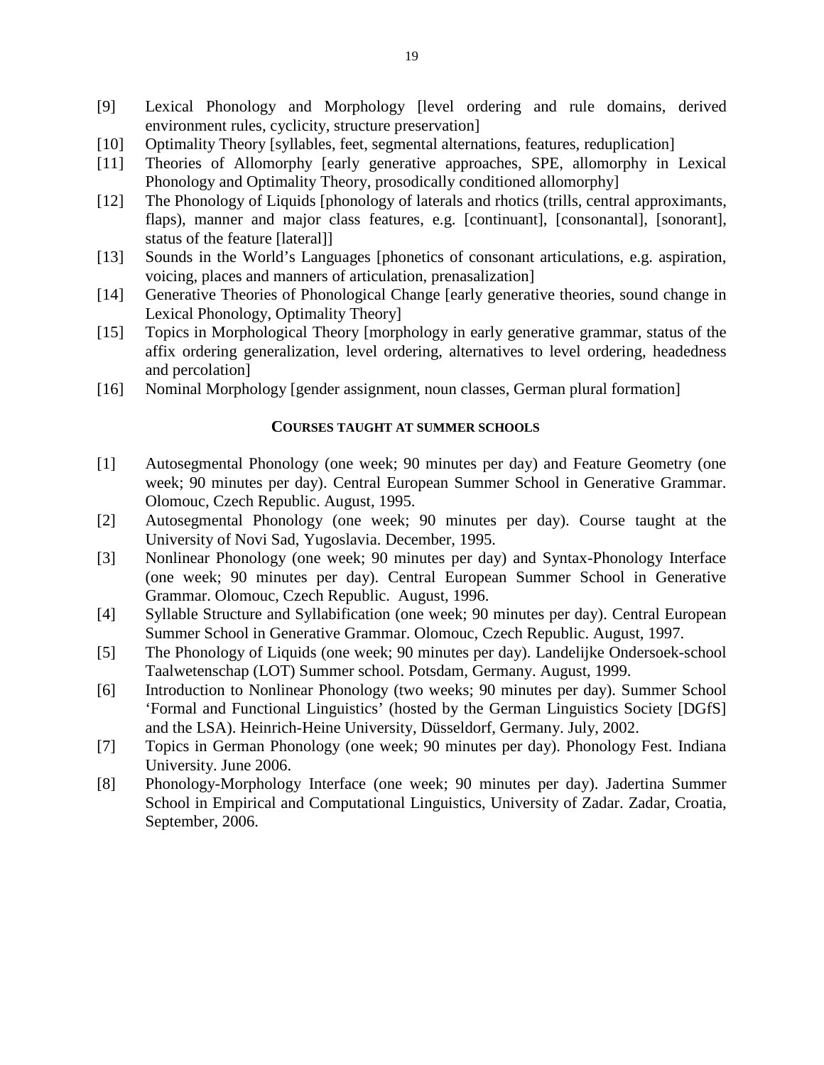[9] Lexical Phonology and Morphology [level ordering and rule domains, derived environment rules, cyclicity, structure preservation]

[10] Optimality Theory [syllables, feet, segmental alternations, features, reduplication]

[11] Theories of Allomorphy [early generative approaches, SPE, allomorphy in Lexical Phonology and Optimality Theory, prosodically conditioned allomorphy]

[12] The Phonology of Liquids [phonology of laterals and rhotics (trills, central approximants, flaps), manner and major class features, e.g. [continuant], [consonantal], [sonorant], status of the feature [lateral]]

[13] Sounds in the World's Languages [phonetics of consonant articulations, e.g. aspiration, voicing, places and manners of articulation, prenasalization]

[14] Generative Theories of Phonological Change [early generative theories, sound change in Lexical Phonology, Optimality Theory]

[15] Topics in Morphological Theory [morphology in early generative grammar, status of the affix ordering generalization, level ordering, alternatives to level ordering, headedness and percolation]

[16] Nominal Morphology [gender assignment, noun classes, German plural formation]

## COURSES TAUGHT AT SUMMER SCHOOLS

[1] Autosegmental Phonology (one week; 90 minutes per day) and Feature Geometry (one week; 90 minutes per day). Central European Summer School in Generative Grammar. Olomouc, Czech Republic. August, 1995.

[2] Autosegmental Phonology (one week; 90 minutes per day). Course taught at the University of Novi Sad, Yugoslavia. December, 1995.

[3] Nonlinear Phonology (one week; 90 minutes per day) and Syntax-Phonology Interface (one week; 90 minutes per day). Central European Summer School in Generative Grammar. Olomouc, Czech Republic. August, 1996.

[4] Syllable Structure and Syllabification (one week; 90 minutes per day). Central European Summer School in Generative Grammar. Olomouc, Czech Republic. August, 1997.

[5] The Phonology of Liquids (one week; 90 minutes per day). Landelijke Ondersoek-school Taalwetenschap (LOT) Summer school. Potsdam, Germany. August, 1999.

[6] Introduction to Nonlinear Phonology (two weeks; 90 minutes per day). Summer School 'Formal and Functional Linguistics' (hosted by the German Linguistics Society [DGfS] and the LSA). Heinrich-Heine University, Düsseldorf, Germany. July, 2002.

[7] Topics in German Phonology (one week; 90 minutes per day). Phonology Fest. Indiana University. June 2006.

[8] Phonology-Morphology Interface (one week; 90 minutes per day). Jadertina Summer School in Empirical and Computational Linguistics, University of Zadar. Zadar, Croatia, September, 2006.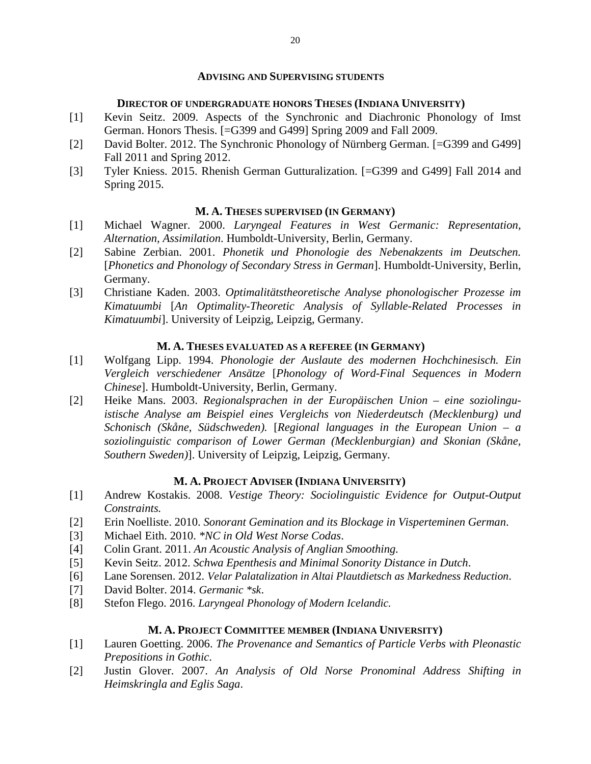## ADVISING AND SUPERVISING STUDENTS

### DIRECTOR OF UNDERGRADUATE HONORS THESES (INDIANA UNIVERSITY)

[1] Kevin Seitz. 2009. Aspects of the Synchronic and Diachronic Phonology of Imst German. Honors Thesis. [=G399 and G499] Spring 2009 and Fall 2009.

[2] David Bolter. 2012. The Synchronic Phonology of Nürnberg German. [=G399 and G499] Fall 2011 and Spring 2012.

[3] Tyler Kniess. 2015. Rhenish German Gutturalization. [=G399 and G499] Fall 2014 and Spring 2015.

### M. A. THESES SUPERVISED (IN GERMANY)

[1] Michael Wagner. 2000. *Laryngeal Features in West Germanic: Representation, Alternation, Assimilation*. Humboldt-University, Berlin, Germany.

[2] Sabine Zerbian. 2001. *Phonetik und Phonologie des Nebenakzents im Deutschen.* [*Phonetics and Phonology of Secondary Stress in German*]. Humboldt-University, Berlin, Germany.

[3] Christiane Kaden. 2003. *Optimalitätstheoretische Analyse phonologischer Prozesse im Kimatuumbi* [*An Optimality-Theoretic Analysis of Syllable-Related Processes in Kimatuumbi*]. University of Leipzig, Leipzig, Germany.

### M. A. THESES EVALUATED AS A REFEREE (IN GERMANY)

[1] Wolfgang Lipp. 1994. *Phonologie der Auslaute des modernen Hochchinesisch. Ein Vergleich verschiedener Ansätze* [*Phonology of Word-Final Sequences in Modern Chinese*]. Humboldt-University, Berlin, Germany.

[2] Heike Mans. 2003. *Regionalsprachen in der Europäischen Union – eine soziolinguistische Analyse am Beispiel eines Vergleichs von Niederdeutsch (Mecklenburg) und Schonisch (Skåne, Südschweden).* [*Regional languages in the European Union – a soziolinguistic comparison of Lower German (Mecklenburgian) and Skonian (Skåne, Southern Sweden)*]. University of Leipzig, Leipzig, Germany.

### M. A. PROJECT ADVISER (INDIANA UNIVERSITY)

[1] Andrew Kostakis. 2008. *Vestige Theory: Sociolinguistic Evidence for Output-Output Constraints.*

[2] Erin Noelliste. 2010. *Sonorant Gemination and its Blockage in Visperteminen German*.

[3] Michael Eith. 2010. *\*NC in Old West Norse Codas*.

[4] Colin Grant. 2011. *An Acoustic Analysis of Anglian Smoothing.*

[5] Kevin Seitz. 2012. *Schwa Epenthesis and Minimal Sonority Distance in Dutch*.

[6] Lane Sorensen. 2012. *Velar Palatalization in Altai Plautdietsch as Markedness Reduction*.

[7] David Bolter. 2014. *Germanic \*sk*.

[8] Stefon Flego. 2016. *Laryngeal Phonology of Modern Icelandic.*

### M. A. PROJECT COMMITTEE MEMBER (INDIANA UNIVERSITY)

[1] Lauren Goetting. 2006. *The Provenance and Semantics of Particle Verbs with Pleonastic Prepositions in Gothic*.

[2] Justin Glover. 2007. *An Analysis of Old Norse Pronominal Address Shifting in Heimskringla and Eglis Saga*.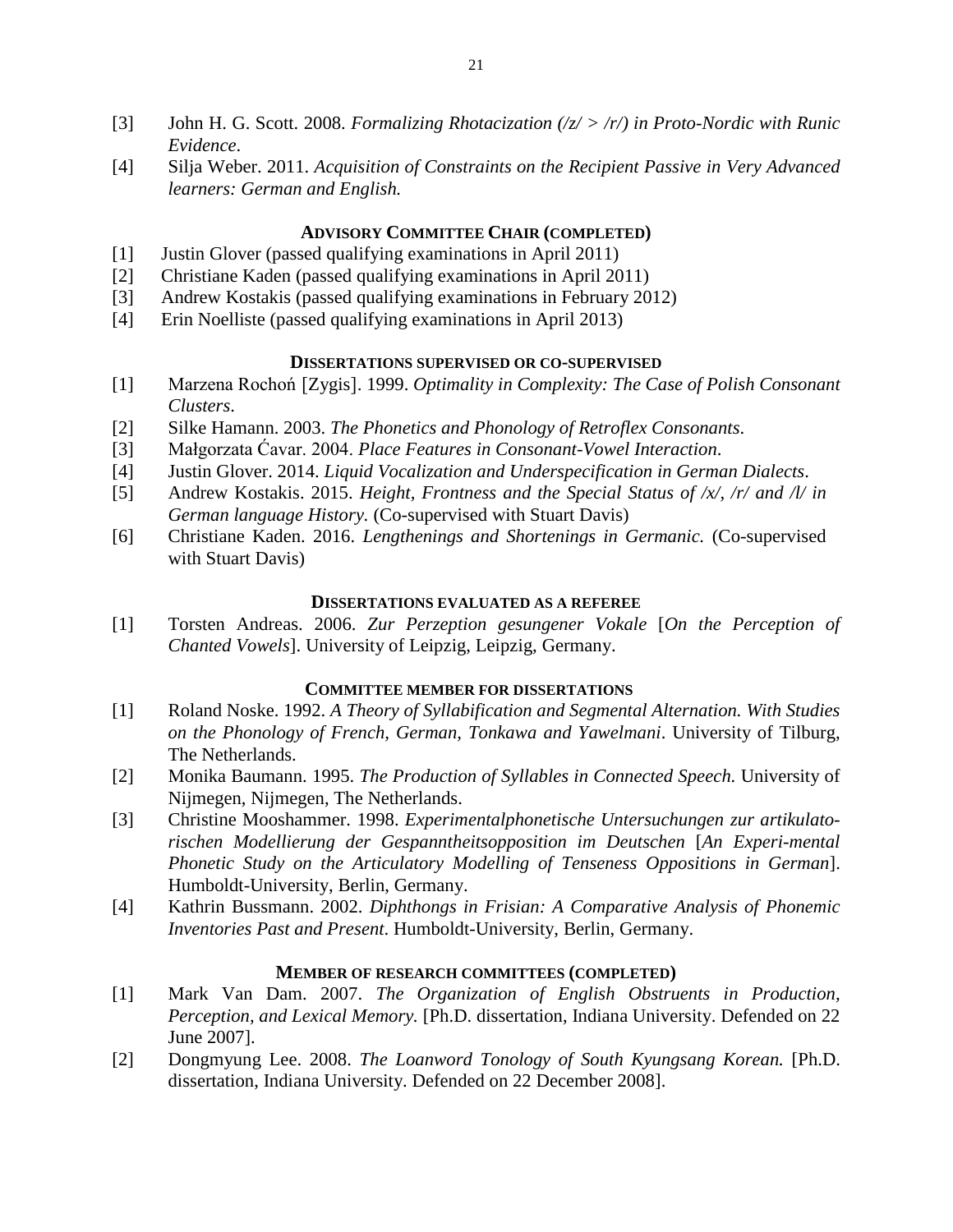[3] John H. G. Scott. 2008. *Formalizing Rhotacization (/z/ > /r/) in Proto-Nordic with Runic Evidence*.

[4] Silja Weber. 2011. *Acquisition of Constraints on the Recipient Passive in Very Advanced learners: German and English.*

### Advisory Committee Chair (completed)

[1] Justin Glover (passed qualifying examinations in April 2011)

[2] Christiane Kaden (passed qualifying examinations in April 2011)

[3] Andrew Kostakis (passed qualifying examinations in February 2012)

[4] Erin Noelliste (passed qualifying examinations in April 2013)

### Dissertations supervised or co-supervised

[1] Marzena Rochoń [Zygis]. 1999. *Optimality in Complexity: The Case of Polish Consonant Clusters*.

[2] Silke Hamann. 2003. *The Phonetics and Phonology of Retroflex Consonants*.

[3] Małgorzata Ćavar. 2004. *Place Features in Consonant-Vowel Interaction*.

[4] Justin Glover. 2014. *Liquid Vocalization and Underspecification in German Dialects*.

[5] Andrew Kostakis. 2015. *Height, Frontness and the Special Status of /x/, /r/ and /l/ in German language History.* (Co-supervised with Stuart Davis)

[6] Christiane Kaden. 2016. *Lengthenings and Shortenings in Germanic.* (Co-supervised with Stuart Davis)

### Dissertations evaluated as a referee

[1] Torsten Andreas. 2006. *Zur Perzeption gesungener Vokale* [*On the Perception of Chanted Vowels*]. University of Leipzig, Leipzig, Germany.

### Committee member for dissertations

[1] Roland Noske. 1992. *A Theory of Syllabification and Segmental Alternation. With Studies on the Phonology of French, German, Tonkawa and Yawelmani*. University of Tilburg, The Netherlands.

[2] Monika Baumann. 1995. *The Production of Syllables in Connected Speech.* University of Nijmegen, Nijmegen, The Netherlands.

[3] Christine Mooshammer. 1998. *Experimentalphonetische Untersuchungen zur artikulatorischen Modellierung der Gespanntheitsopposition im Deutschen* [*An Experi-mental Phonetic Study on the Articulatory Modelling of Tenseness Oppositions in German*]. Humboldt-University, Berlin, Germany.

[4] Kathrin Bussmann. 2002. *Diphthongs in Frisian: A Comparative Analysis of Phonemic Inventories Past and Present*. Humboldt-University, Berlin, Germany.

### Member of research committees (completed)

[1] Mark Van Dam. 2007. *The Organization of English Obstruents in Production, Perception, and Lexical Memory.* [Ph.D. dissertation, Indiana University. Defended on 22 June 2007].

[2] Dongmyung Lee. 2008. *The Loanword Tonology of South Kyungsang Korean.* [Ph.D. dissertation, Indiana University. Defended on 22 December 2008].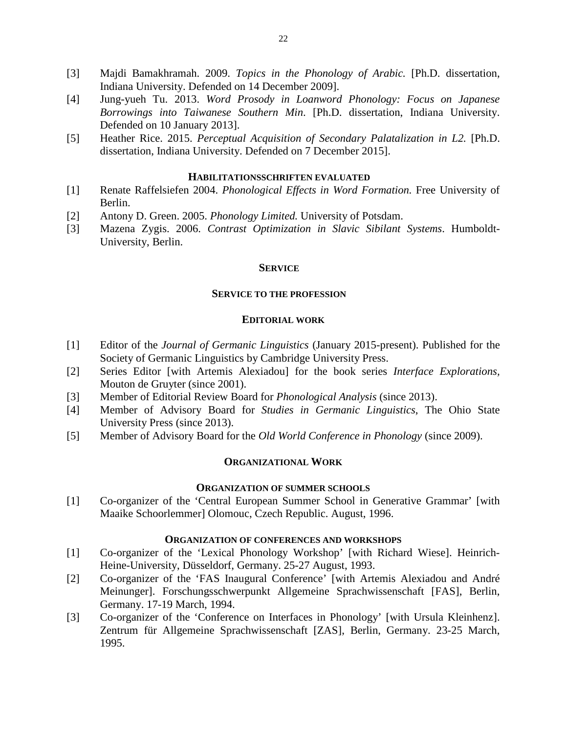[3] Majdi Bamakhramah. 2009. *Topics in the Phonology of Arabic.* [Ph.D. dissertation, Indiana University. Defended on 14 December 2009].

[4] Jung-yueh Tu. 2013. *Word Prosody in Loanword Phonology: Focus on Japanese Borrowings into Taiwanese Southern Min*. [Ph.D. dissertation, Indiana University. Defended on 10 January 2013].

[5] Heather Rice. 2015. *Perceptual Acquisition of Secondary Palatalization in L2.* [Ph.D. dissertation, Indiana University. Defended on 7 December 2015].

#### HABILITATIONSSCHRIFTEN EVALUATED

[1] Renate Raffelsiefen 2004. *Phonological Effects in Word Formation.* Free University of Berlin.

[2] Antony D. Green. 2005. *Phonology Limited.* University of Potsdam.

[3] Mazena Zygis. 2006. *Contrast Optimization in Slavic Sibilant Systems*. Humboldt-University, Berlin.

## SERVICE

### SERVICE TO THE PROFESSION

#### EDITORIAL WORK

[1] Editor of the *Journal of Germanic Linguistics* (January 2015-present). Published for the Society of Germanic Linguistics by Cambridge University Press.

[2] Series Editor [with Artemis Alexiadou] for the book series *Interface Explorations,* Mouton de Gruyter (since 2001).

[3] Member of Editorial Review Board for *Phonological Analysis* (since 2013).

[4] Member of Advisory Board for *Studies in Germanic Linguistics*, The Ohio State University Press (since 2013).

[5] Member of Advisory Board for the *Old World Conference in Phonology* (since 2009).

### ORGANIZATIONAL WORK

#### ORGANIZATION OF SUMMER SCHOOLS

[1] Co-organizer of the 'Central European Summer School in Generative Grammar' [with Maaike Schoorlemmer] Olomouc, Czech Republic. August, 1996.

#### ORGANIZATION OF CONFERENCES AND WORKSHOPS

[1] Co-organizer of the 'Lexical Phonology Workshop' [with Richard Wiese]. Heinrich-Heine-University, Düsseldorf, Germany. 25-27 August, 1993.

[2] Co-organizer of the 'FAS Inaugural Conference' [with Artemis Alexiadou and André Meinunger]. Forschungsschwerpunkt Allgemeine Sprachwissenschaft [FAS], Berlin, Germany. 17-19 March, 1994.

[3] Co-organizer of the 'Conference on Interfaces in Phonology' [with Ursula Kleinhenz]. Zentrum für Allgemeine Sprachwissenschaft [ZAS], Berlin, Germany. 23-25 March, 1995.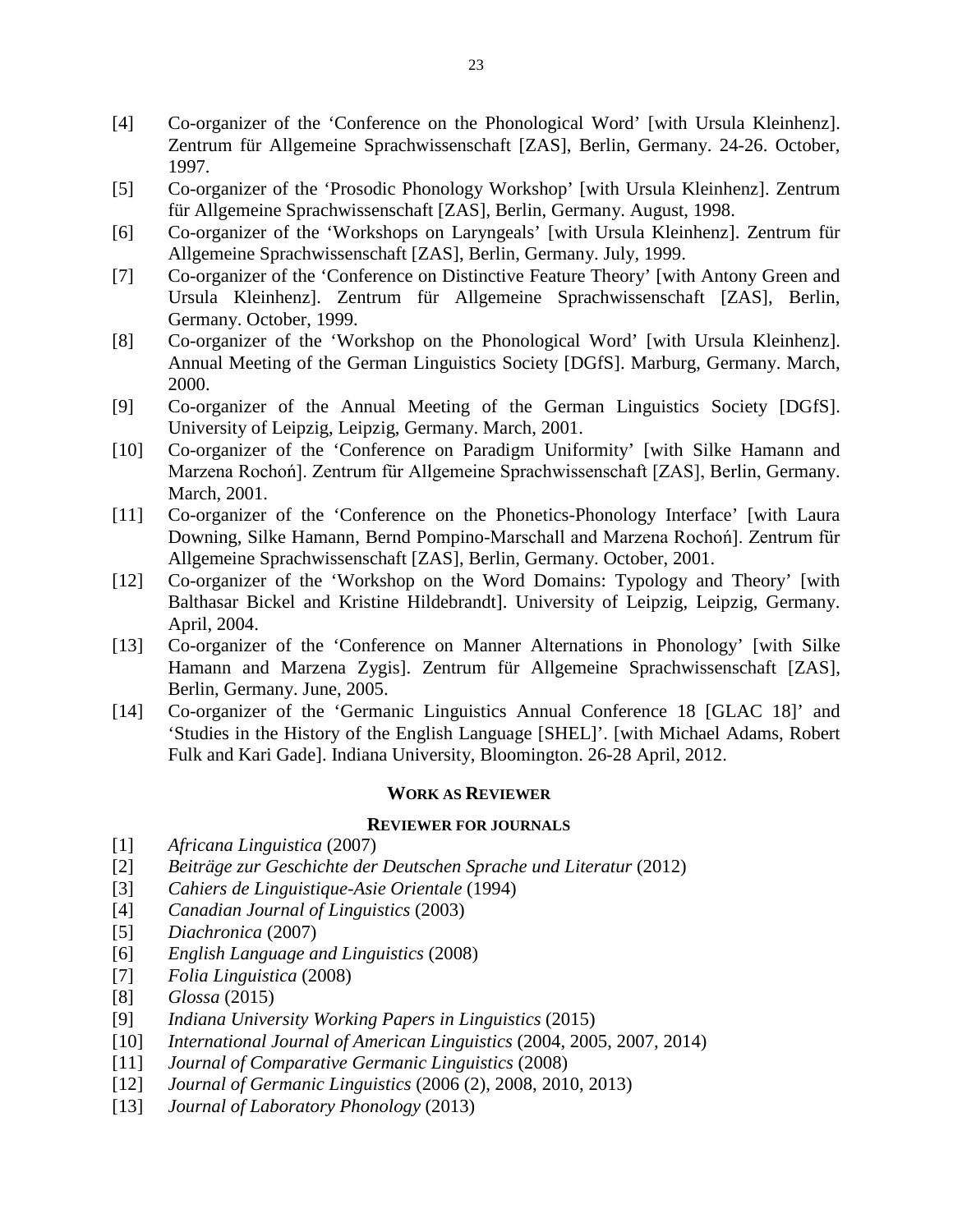[4] Co-organizer of the ‘Conference on the Phonological Word’ [with Ursula Kleinhenz]. Zentrum für Allgemeine Sprachwissenschaft [ZAS], Berlin, Germany. 24-26. October, 1997.

[5] Co-organizer of the ‘Prosodic Phonology Workshop’ [with Ursula Kleinhenz]. Zentrum für Allgemeine Sprachwissenschaft [ZAS], Berlin, Germany. August, 1998.

[6] Co-organizer of the ‘Workshops on Laryngeals’ [with Ursula Kleinhenz]. Zentrum für Allgemeine Sprachwissenschaft [ZAS], Berlin, Germany. July, 1999.

[7] Co-organizer of the ‘Conference on Distinctive Feature Theory’ [with Antony Green and Ursula Kleinhenz]. Zentrum für Allgemeine Sprachwissenschaft [ZAS], Berlin, Germany. October, 1999.

[8] Co-organizer of the ‘Workshop on the Phonological Word’ [with Ursula Kleinhenz]. Annual Meeting of the German Linguistics Society [DGfS]. Marburg, Germany. March, 2000.

[9] Co-organizer of the Annual Meeting of the German Linguistics Society [DGfS]. University of Leipzig, Leipzig, Germany. March, 2001.

[10] Co-organizer of the ‘Conference on Paradigm Uniformity’ [with Silke Hamann and Marzena Rochoń]. Zentrum für Allgemeine Sprachwissenschaft [ZAS], Berlin, Germany. March, 2001.

[11] Co-organizer of the ‘Conference on the Phonetics-Phonology Interface’ [with Laura Downing, Silke Hamann, Bernd Pompino-Marschall and Marzena Rochoń]. Zentrum für Allgemeine Sprachwissenschaft [ZAS], Berlin, Germany. October, 2001.

[12] Co-organizer of the ‘Workshop on the Word Domains: Typology and Theory’ [with Balthasar Bickel and Kristine Hildebrandt]. University of Leipzig, Leipzig, Germany. April, 2004.

[13] Co-organizer of the ‘Conference on Manner Alternations in Phonology’ [with Silke Hamann and Marzena Zygis]. Zentrum für Allgemeine Sprachwissenschaft [ZAS], Berlin, Germany. June, 2005.

[14] Co-organizer of the ‘Germanic Linguistics Annual Conference 18 [GLAC 18]’ and ‘Studies in the History of the English Language [SHEL]’. [with Michael Adams, Robert Fulk and Kari Gade]. Indiana University, Bloomington. 26-28 April, 2012.

## WORK AS REVIEWER

### REVIEWER FOR JOURNALS

[1] *Africana Linguistica* (2007)

[2] *Beiträge zur Geschichte der Deutschen Sprache und Literatur* (2012)

[3] *Cahiers de Linguistique-Asie Orientale* (1994)

[4] *Canadian Journal of Linguistics* (2003)

[5] *Diachronica* (2007)

[6] *English Language and Linguistics* (2008)

[7] *Folia Linguistica* (2008)

[8] *Glossa* (2015)

[9] *Indiana University Working Papers in Linguistics* (2015)

[10] *International Journal of American Linguistics* (2004, 2005, 2007, 2014)

[11] *Journal of Comparative Germanic Linguistics* (2008)

[12] *Journal of Germanic Linguistics* (2006 (2), 2008, 2010, 2013)

[13] *Journal of Laboratory Phonology* (2013)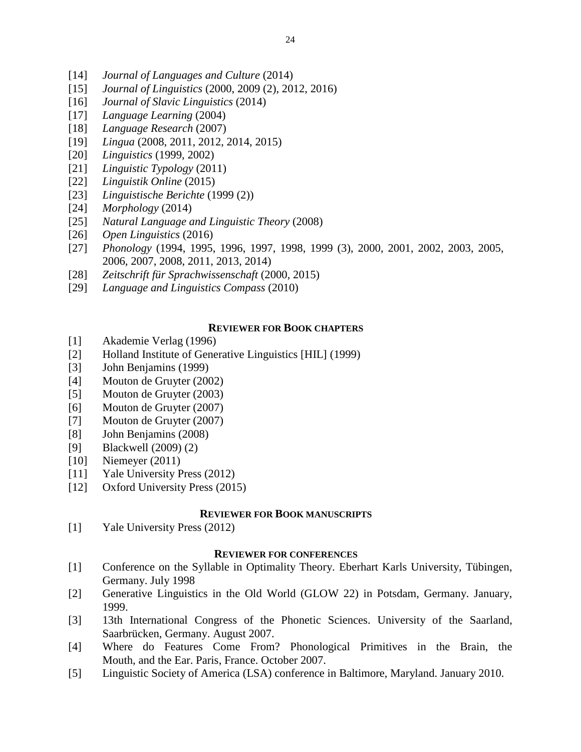[14] *Journal of Languages and Culture* (2014)
[15] *Journal of Linguistics* (2000, 2009 (2), 2012, 2016)
[16] *Journal of Slavic Linguistics* (2014)
[17] *Language Learning* (2004)
[18] *Language Research* (2007)
[19] *Lingua* (2008, 2011, 2012, 2014, 2015)
[20] *Linguistics* (1999, 2002)
[21] *Linguistic Typology* (2011)
[22] *Linguistik Online* (2015)
[23] *Linguistische Berichte* (1999 (2))
[24] *Morphology* (2014)
[25] *Natural Language and Linguistic Theory* (2008)
[26] *Open Linguistics* (2016)
[27] *Phonology* (1994, 1995, 1996, 1997, 1998, 1999 (3), 2000, 2001, 2002, 2003, 2005, 2006, 2007, 2008, 2011, 2013, 2014)
[28] *Zeitschrift für Sprachwissenschaft* (2000, 2015)
[29] *Language and Linguistics Compass* (2010)

### REVIEWER FOR BOOK CHAPTERS

[1] Akademie Verlag (1996)
[2] Holland Institute of Generative Linguistics [HIL] (1999)
[3] John Benjamins (1999)
[4] Mouton de Gruyter (2002)
[5] Mouton de Gruyter (2003)
[6] Mouton de Gruyter (2007)
[7] Mouton de Gruyter (2007)
[8] John Benjamins (2008)
[9] Blackwell (2009) (2)
[10] Niemeyer (2011)
[11] Yale University Press (2012)
[12] Oxford University Press (2015)

### REVIEWER FOR BOOK MANUSCRIPTS

[1] Yale University Press (2012)

### REVIEWER FOR CONFERENCES

[1] Conference on the Syllable in Optimality Theory. Eberhart Karls University, Tübingen, Germany. July 1998
[2] Generative Linguistics in the Old World (GLOW 22) in Potsdam, Germany. January, 1999.
[3] 13th International Congress of the Phonetic Sciences. University of the Saarland, Saarbrücken, Germany. August 2007.
[4] Where do Features Come From? Phonological Primitives in the Brain, the Mouth, and the Ear. Paris, France. October 2007.
[5] Linguistic Society of America (LSA) conference in Baltimore, Maryland. January 2010.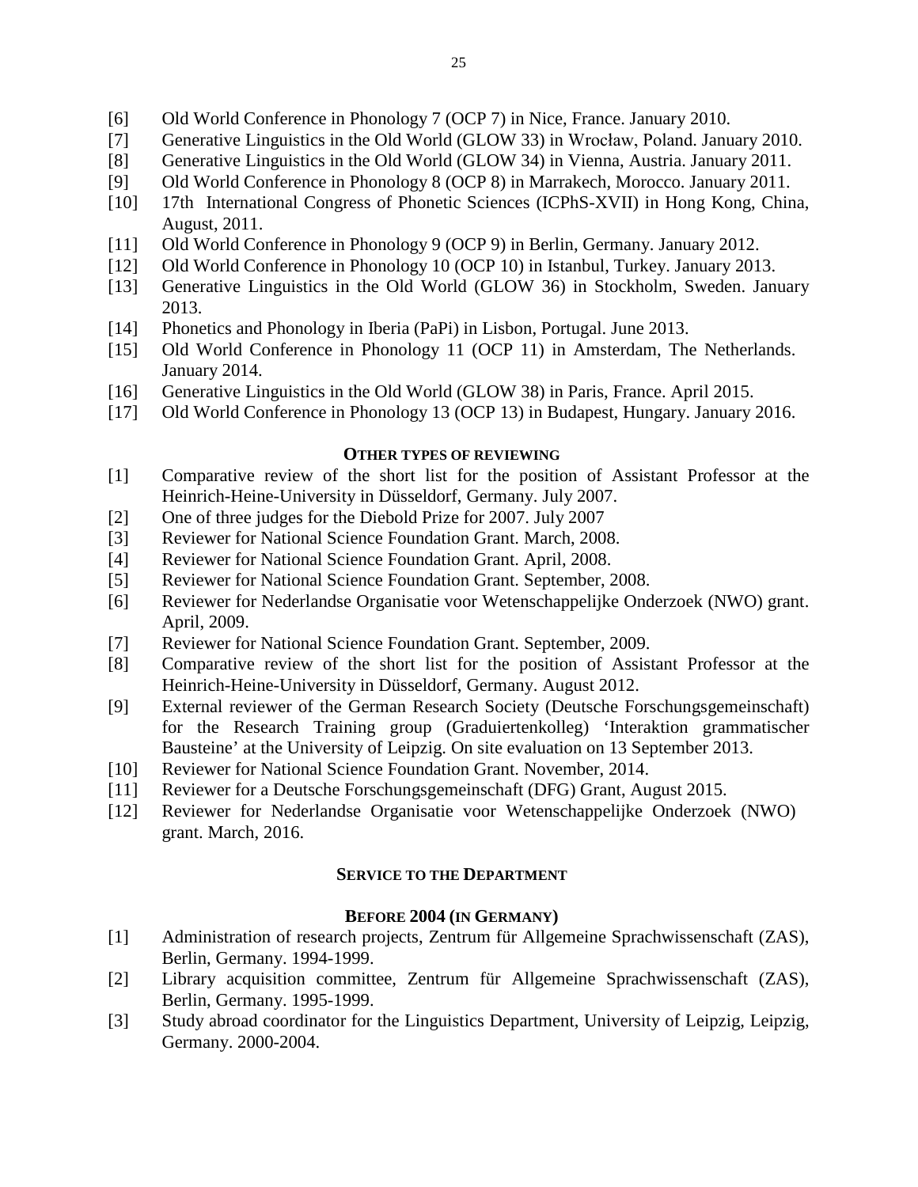[6] Old World Conference in Phonology 7 (OCP 7) in Nice, France. January 2010.

[7] Generative Linguistics in the Old World (GLOW 33) in Wrocław, Poland. January 2010.

[8] Generative Linguistics in the Old World (GLOW 34) in Vienna, Austria. January 2011.

[9] Old World Conference in Phonology 8 (OCP 8) in Marrakech, Morocco. January 2011.

[10] 17th International Congress of Phonetic Sciences (ICPhS-XVII) in Hong Kong, China, August, 2011.

[11] Old World Conference in Phonology 9 (OCP 9) in Berlin, Germany. January 2012.

[12] Old World Conference in Phonology 10 (OCP 10) in Istanbul, Turkey. January 2013.

[13] Generative Linguistics in the Old World (GLOW 36) in Stockholm, Sweden. January 2013.

[14] Phonetics and Phonology in Iberia (PaPi) in Lisbon, Portugal. June 2013.

[15] Old World Conference in Phonology 11 (OCP 11) in Amsterdam, The Netherlands. January 2014.

[16] Generative Linguistics in the Old World (GLOW 38) in Paris, France. April 2015.

[17] Old World Conference in Phonology 13 (OCP 13) in Budapest, Hungary. January 2016.

### OTHER TYPES OF REVIEWING

[1] Comparative review of the short list for the position of Assistant Professor at the Heinrich-Heine-University in Düsseldorf, Germany. July 2007.

[2] One of three judges for the Diebold Prize for 2007. July 2007

[3] Reviewer for National Science Foundation Grant. March, 2008.

[4] Reviewer for National Science Foundation Grant. April, 2008.

[5] Reviewer for National Science Foundation Grant. September, 2008.

[6] Reviewer for Nederlandse Organisatie voor Wetenschappelijke Onderzoek (NWO) grant. April, 2009.

[7] Reviewer for National Science Foundation Grant. September, 2009.

[8] Comparative review of the short list for the position of Assistant Professor at the Heinrich-Heine-University in Düsseldorf, Germany. August 2012.

[9] External reviewer of the German Research Society (Deutsche Forschungsgemeinschaft) for the Research Training group (Graduiertenkolleg) 'Interaktion grammatischer Bausteine' at the University of Leipzig. On site evaluation on 13 September 2013.

[10] Reviewer for National Science Foundation Grant. November, 2014.

[11] Reviewer for a Deutsche Forschungsgemeinschaft (DFG) Grant, August 2015.

[12] Reviewer for Nederlandse Organisatie voor Wetenschappelijke Onderzoek (NWO) grant. March, 2016.

### SERVICE TO THE DEPARTMENT

#### BEFORE 2004 (IN GERMANY)

[1] Administration of research projects, Zentrum für Allgemeine Sprachwissenschaft (ZAS), Berlin, Germany. 1994-1999.

[2] Library acquisition committee, Zentrum für Allgemeine Sprachwissenschaft (ZAS), Berlin, Germany. 1995-1999.

[3] Study abroad coordinator for the Linguistics Department, University of Leipzig, Leipzig, Germany. 2000-2004.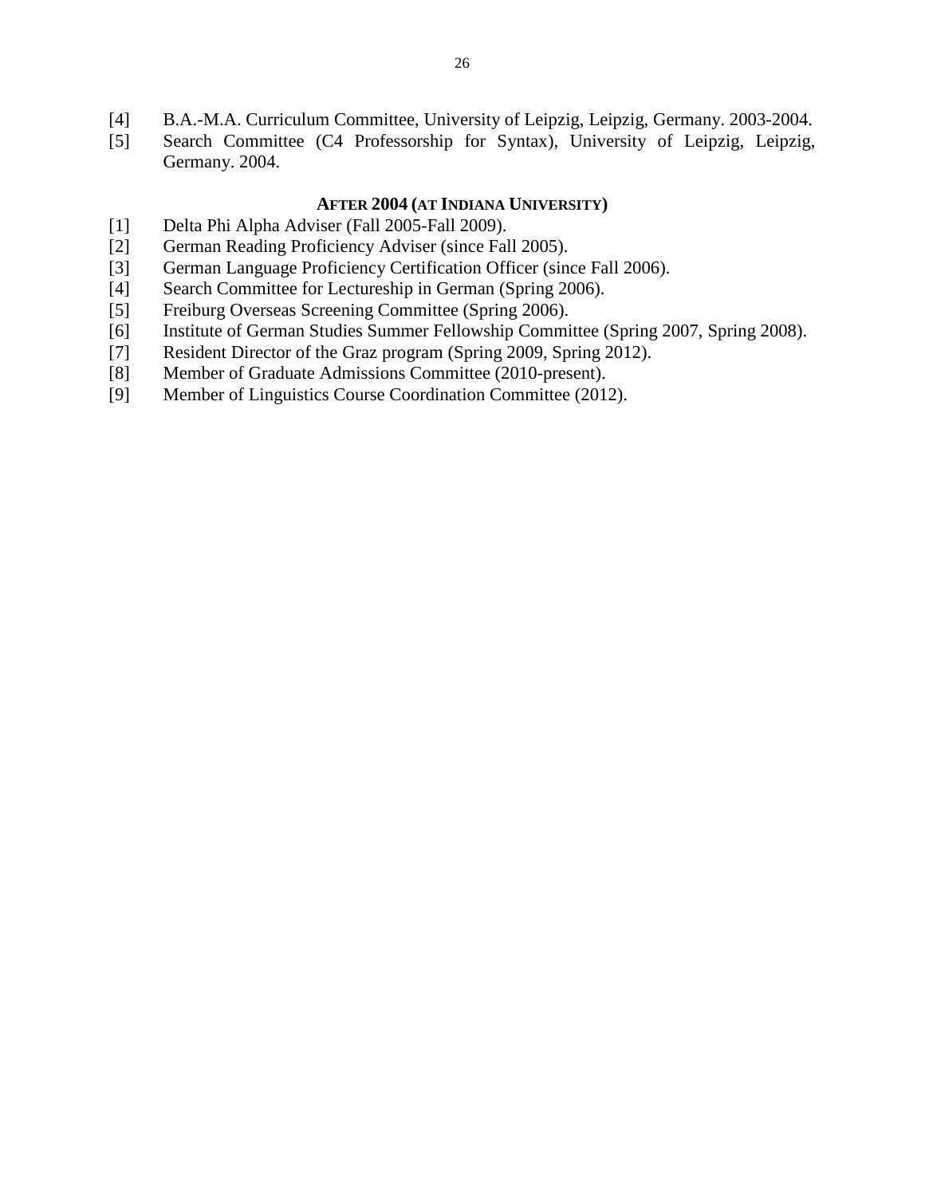[4] B.A.-M.A. Curriculum Committee, University of Leipzig, Leipzig, Germany. 2003-2004.

[5] Search Committee (C4 Professorship for Syntax), University of Leipzig, Leipzig, Germany. 2004.

### AFTER 2004 (AT INDIANA UNIVERSITY)

[1] Delta Phi Alpha Adviser (Fall 2005-Fall 2009).

[2] German Reading Proficiency Adviser (since Fall 2005).

[3] German Language Proficiency Certification Officer (since Fall 2006).

[4] Search Committee for Lectureship in German (Spring 2006).

[5] Freiburg Overseas Screening Committee (Spring 2006).

[6] Institute of German Studies Summer Fellowship Committee (Spring 2007, Spring 2008).

[7] Resident Director of the Graz program (Spring 2009, Spring 2012).

[8] Member of Graduate Admissions Committee (2010-present).

[9] Member of Linguistics Course Coordination Committee (2012).